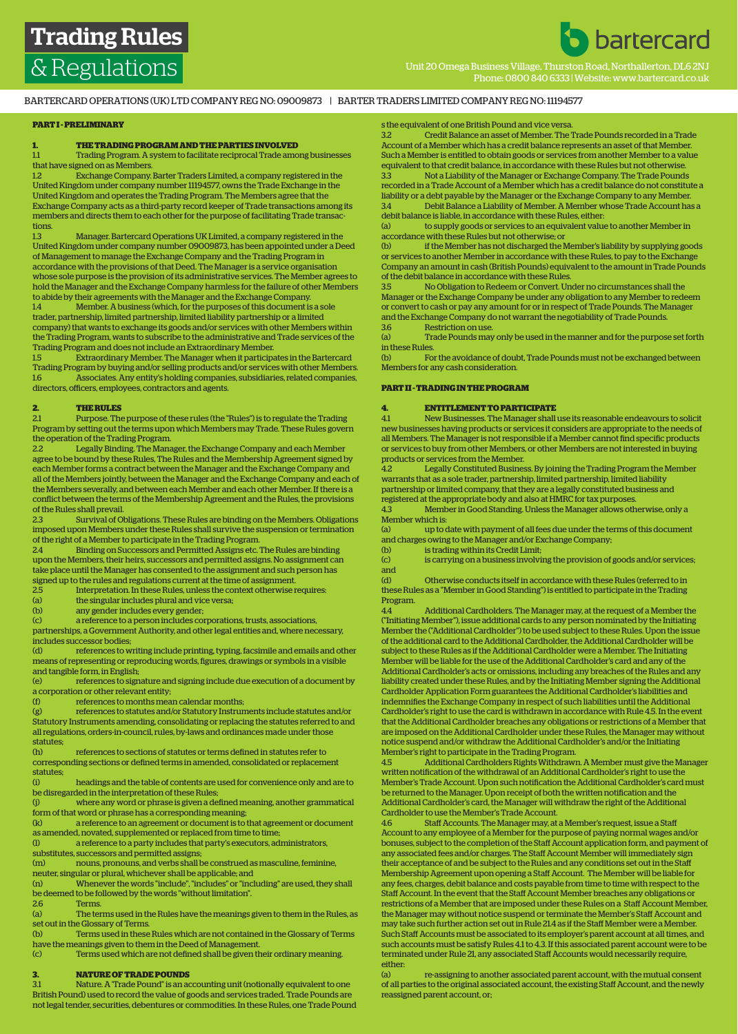# Trading Rules & Regulations

bartercard

Unit 20 Omega Business Village, Thurston Road, Northallerton, DL6 2NJ
Phone: 0800 840 6333 | Website: www.bartercard.co.uk

BARTERCARD OPERATIONS (UK) LTD COMPANY REG NO: 09009873 | BARTER TRADERS LIMITED COMPANY REG NO: 11194577

## PART I - PRELIMINARY

### 1. THE TRADING PROGRAM AND THE PARTIES INVOLVED

1.1 Trading Program. A system to facilitate reciprocal Trade among businesses that have signed on as Members.

1.2 Exchange Company. Barter Traders Limited, a company registered in the United Kingdom under company number 11194577, owns the Trade Exchange in the United Kingdom and operates the Trading Program. The Members agree that the Exchange Company acts as a third-party record keeper of Trade transactions among its members and directs them to each other for the purpose of facilitating Trade transactions.

1.3 Manager. Bartercard Operations UK Limited, a company registered in the United Kingdom under company number 09009873, has been appointed under a Deed of Management to manage the Exchange Company and the Trading Program in accordance with the provisions of that Deed. The Manager is a service organisation whose sole purpose is the provision of its administrative services. The Member agrees to hold the Manager and the Exchange Company harmless for the failure of other Members to abide by their agreements with the Manager and the Exchange Company.

1.4 Member. A business (which, for the purposes of this document is a sole trader, partnership, limited partnership, limited liability partnership or a limited company) that wants to exchange its goods and/or services with other Members within the Trading Program, wants to subscribe to the administrative and Trade services of the Trading Program and does not include an Extraordinary Member.

1.5 Extraordinary Member. The Manager when it participates in the Bartercard Trading Program by buying and/or selling products and/or services with other Members.

1.6 Associates. Any entity's holding companies, subsidiaries, related companies, directors, officers, employees, contractors and agents.

### 2. THE RULES

2.1 Purpose. The purpose of these rules (the "Rules") is to regulate the Trading Program by setting out the terms upon which Members may Trade. These Rules govern the operation of the Trading Program.

2.2 Legally Binding. The Manager, the Exchange Company and each Member agree to be bound by these Rules, The Rules and the Membership Agreement signed by each Member forms a contract between the Manager and the Exchange Company and all of the Members jointly, between the Manager and the Exchange Company and each of the Members severally, and between each Member and each other Member. If there is a conflict between the terms of the Membership Agreement and the Rules, the provisions of the Rules shall prevail.

2.3 Survival of Obligations. These Rules are binding on the Members. Obligations imposed upon Members under these Rules shall survive the suspension or termination of the right of a Member to participate in the Trading Program.

2.4 Binding on Successors and Permitted Assigns etc. The Rules are binding upon the Members, their heirs, successors and permitted assigns. No assignment can take place until the Manager has consented to the assignment and such person has signed up to the rules and regulations current at the time of assignment.

2.5 Interpretation. In these Rules, unless the context otherwise requires:

(a) the singular includes plural and vice versa;

(b) any gender includes every gender;

(c) a reference to a person includes corporations, trusts, associations, partnerships, a Government Authority, and other legal entities and, where necessary, includes successor bodies;

(d) references to writing include printing, typing, facsimile and emails and other means of representing or reproducing words, figures, drawings or symbols in a visible and tangible form, in English;

(e) references to signature and signing include due execution of a document by a corporation or other relevant entity;

(f) references to months mean calendar months;

(g) references to statutes and/or Statutory Instruments include statutes and/or Statutory Instruments amending, consolidating or replacing the statutes referred to and all regulations, orders-in-council, rules, by-laws and ordinances made under those statutes;

(h) references to sections of statutes or terms defined in statutes refer to corresponding sections or defined terms in amended, consolidated or replacement statutes;

(i) headings and the table of contents are used for convenience only and are to be disregarded in the interpretation of these Rules;

(j) where any word or phrase is given a defined meaning, another grammatical form of that word or phrase has a corresponding meaning;

(k) a reference to an agreement or document is to that agreement or document as amended, novated, supplemented or replaced from time to time;

(l) a reference to a party includes that party's executors, administrators, substitutes, successors and permitted assigns;

(m) nouns, pronouns, and verbs shall be construed as masculine, feminine, neuter, singular or plural, whichever shall be applicable; and

(n) Whenever the words "include", "includes" or "including" are used, they shall be deemed to be followed by the words "without limitation".

2.6 Terms.

(a) The terms used in the Rules have the meanings given to them in the Rules, as set out in the Glossary of Terms.

(b) Terms used in these Rules which are not contained in the Glossary of Terms have the meanings given to them in the Deed of Management.

(c) Terms used which are not defined shall be given their ordinary meaning.

### 3. NATURE OF TRADE POUNDS

3.1 Nature. A "Trade Pound" is an accounting unit (notionally equivalent to one British Pound) used to record the value of goods and services traded. Trade Pounds are not legal tender, securities, debentures or commodities. In these Rules, one Trade Pound s the equivalent of one British Pound and vice versa.

3.2 Credit Balance an asset of Member. The Trade Pounds recorded in a Trade Account of a Member which has a credit balance represents an asset of that Member. Such a Member is entitled to obtain goods or services from another Member to a value equivalent to that credit balance, in accordance with these Rules but not otherwise.

3.3 Not a Liability of the Manager or Exchange Company. The Trade Pounds recorded in a Trade Account of a Member which has a credit balance do not constitute a liability or a debt payable by the Manager or the Exchange Company to any Member.

3.4 Debit Balance a Liability of Member. A Member whose Trade Account has a debit balance is liable, in accordance with these Rules, either:

(a) to supply goods or services to an equivalent value to another Member in accordance with these Rules but not otherwise; or

(b) if the Member has not discharged the Member's liability by supplying goods or services to another Member in accordance with these Rules, to pay to the Exchange Company an amount in cash (British Pounds) equivalent to the amount in Trade Pounds of the debit balance in accordance with these Rules.

3.5 No Obligation to Redeem or Convert. Under no circumstances shall the Manager or the Exchange Company be under any obligation to any Member to redeem or convert to cash or pay any amount for or in respect of Trade Pounds. The Manager and the Exchange Company do not warrant the negotiability of Trade Pounds.

3.6 Restriction on use.

(a) Trade Pounds may only be used in the manner and for the purpose set forth in these Rules.

(b) For the avoidance of doubt, Trade Pounds must not be exchanged between Members for any cash consideration.

## PART II - TRADING IN THE PROGRAM

### 4. ENTITLEMENT TO PARTICIPATE

4.1 New Businesses. The Manager shall use its reasonable endeavours to solicit new businesses having products or services it considers are appropriate to the needs of all Members. The Manager is not responsible if a Member cannot find specific products or services to buy from other Members, or other Members are not interested in buying products or services from the Member.

4.2 Legally Constituted Business. By joining the Trading Program the Member warrants that as a sole trader, partnership, limited partnership, limited liability partnership or limited company, that they are a legally constituted business and registered at the appropriate body and also at HMRC for tax purposes.

4.3 Member in Good Standing. Unless the Manager allows otherwise, only a Member which is:

(a) up to date with payment of all fees due under the terms of this document and charges owing to the Manager and/or Exchange Company;

(b) is trading within its Credit Limit;

(c) is carrying on a business involving the provision of goods and/or services; and

(d) Otherwise conducts itself in accordance with these Rules (referred to in these Rules as a "Member in Good Standing") is entitled to participate in the Trading Program.

4.4 Additional Cardholders. The Manager may, at the request of a Member the ("Initiating Member"), issue additional cards to any person nominated by the Initiating Member the ("Additional Cardholder") to be used subject to these Rules. Upon the issue of the additional card to the Additional Cardholder, the Additional Cardholder will be subject to these Rules as if the Additional Cardholder were a Member. The Initiating Member will be liable for the use of the Additional Cardholder's card and any of the Additional Cardholder's acts or omissions, including any breaches of the Rules and any liability created under these Rules, and by the Initiating Member signing the Additional Cardholder Application Form guarantees the Additional Cardholder's liabilities and indemnifies the Exchange Company in respect of such liabilities until the Additional Cardholder's right to use the card is withdrawn in accordance with Rule 4.5. In the event that the Additional Cardholder breaches any obligations or restrictions of a Member that are imposed on the Additional Cardholder under these Rules, the Manager may without notice suspend and/or withdraw the Additional Cardholder's and/or the Initiating Member's right to participate in the Trading Program.

4.5 Additional Cardholders Rights Withdrawn. A Member must give the Manager written notification of the withdrawal of an Additional Cardholder's right to use the Member's Trade Account. Upon such notification the Additional Cardholder's card must be returned to the Manager. Upon receipt of both the written notification and the Additional Cardholder's card, the Manager will withdraw the right of the Additional Cardholder to use the Member's Trade Account.

4.6 Staff Accounts. The Manager may, at a Member's request, issue a Staff Account to any employee of a Member for the purpose of paying normal wages and/or bonuses, subject to the completion of the Staff Account application form, and payment of any associated fees and/or charges. The Staff Account Member will immediately sign their acceptance of and be subject to the Rules and any conditions set out in the Staff Membership Agreement upon opening a Staff Account. The Member will be liable for any fees, charges, debit balance and costs payable from time to time with respect to the Staff Account. In the event that the Staff Account Member breaches any obligations or restrictions of a Member that are imposed under these Rules on a Staff Account Member, the Manager may without notice suspend or terminate the Member's Staff Account and may take such further action set out in Rule 21.4 as if the Staff Member were a Member. Such Staff Accounts must be associated to its employer's parent account at all times, and such accounts must be satisfy Rules 4.1 to 4.3. If this associated parent account were to be terminated under Rule 21, any associated Staff Accounts would necessarily require, either:

(a) re-assigning to another associated parent account, with the mutual consent of all parties to the original associated account, the existing Staff Account, and the newly reassigned parent account, or;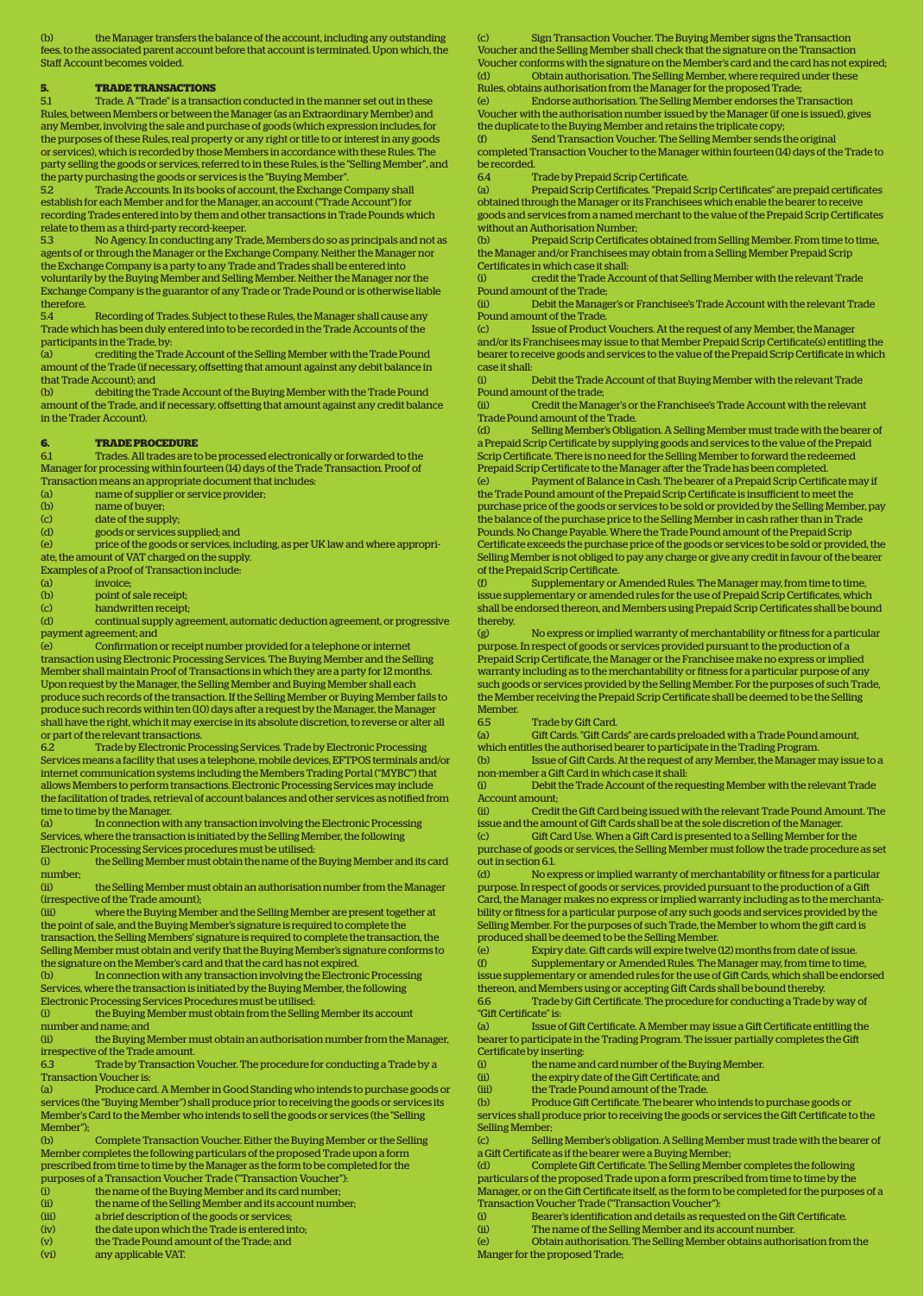(b) the Manager transfers the balance of the account, including any outstanding fees, to the associated parent account before that account is terminated. Upon which, the Staff Account becomes voided.

## 5. TRADE TRANSACTIONS

5.1 Trade. A "Trade" is a transaction conducted in the manner set out in these Rules, between Members or between the Manager (as an Extraordinary Member) and any Member, involving the sale and purchase of goods (which expression includes, for the purposes of these Rules, real property or any right or title to or interest in any goods or services), which is recorded by those Members in accordance with these Rules. The party selling the goods or services, referred to in these Rules, is the "Selling Member", and the party purchasing the goods or services is the "Buying Member".

5.2 Trade Accounts. In its books of account, the Exchange Company shall establish for each Member and for the Manager, an account ("Trade Account") for recording Trades entered into by them and other transactions in Trade Pounds which relate to them as a third-party record-keeper.

5.3 No Agency. In conducting any Trade, Members do so as principals and not as agents of or through the Manager or the Exchange Company. Neither the Manager nor the Exchange Company is a party to any Trade and Trades shall be entered into voluntarily by the Buying Member and Selling Member. Neither the Manager nor the Exchange Company is the guarantor of any Trade or Trade Pound or is otherwise liable therefore.

5.4 Recording of Trades. Subject to these Rules, the Manager shall cause any Trade which has been duly entered into to be recorded in the Trade Accounts of the participants in the Trade, by:

(a) crediting the Trade Account of the Selling Member with the Trade Pound amount of the Trade (if necessary, offsetting that amount against any debit balance in that Trade Account); and

(b) debiting the Trade Account of the Buying Member with the Trade Pound amount of the Trade, and if necessary, offsetting that amount against any credit balance in the Trader Account).

## 6. TRADE PROCEDURE

6.1 Trades. All trades are to be processed electronically or forwarded to the Manager for processing within fourteen (14) days of the Trade Transaction. Proof of Transaction means an appropriate document that includes:

(a) name of supplier or service provider;
(b) name of buyer;
(c) date of the supply;
(d) goods or services supplied; and
(e) price of the goods or services, including, as per UK law and where appropriate, the amount of VAT charged on the supply.

Examples of a Proof of Transaction include:

(a) invoice;
(b) point of sale receipt;
(c) handwritten receipt;
(d) continual supply agreement, automatic deduction agreement, or progressive payment agreement; and
(e) Confirmation or receipt number provided for a telephone or internet transaction using Electronic Processing Services. The Buying Member and the Selling Member shall maintain Proof of Transactions in which they are a party for 12 months. Upon request by the Manager, the Selling Member and Buying Member shall each produce such records of the transaction. If the Selling Member or Buying Member fails to produce such records within ten (10) days after a request by the Manager, the Manager shall have the right, which it may exercise in its absolute discretion, to reverse or alter all or part of the relevant transactions.

6.2 Trade by Electronic Processing Services. Trade by Electronic Processing Services means a facility that uses a telephone, mobile devices, EFTPOS terminals and/or internet communication systems including the Members Trading Portal ("MYBC") that allows Members to perform transactions. Electronic Processing Services may include the facilitation of trades, retrieval of account balances and other services as notified from time to time by the Manager.

(a) In connection with any transaction involving the Electronic Processing Services, where the transaction is initiated by the Selling Member, the following Electronic Processing Services procedures must be utilised:

(i) the Selling Member must obtain the name of the Buying Member and its card number;

(ii) the Selling Member must obtain an authorisation number from the Manager (irrespective of the Trade amount);

(iii) where the Buying Member and the Selling Member are present together at the point of sale, and the Buying Member's signature is required to complete the transaction, the Selling Members' signature is required to complete the transaction, the Selling Member must obtain and verify that the Buying Member's signature conforms to the signature on the Member's card and that the card has not expired.

(b) In connection with any transaction involving the Electronic Processing Services, where the transaction is initiated by the Buying Member, the following Electronic Processing Services Procedures must be utilised:

(i) the Buying Member must obtain from the Selling Member its account number and name; and

(ii) the Buying Member must obtain an authorisation number from the Manager, irrespective of the Trade amount.

6.3 Trade by Transaction Voucher. The procedure for conducting a Trade by a Transaction Voucher is:

(a) Produce card. A Member in Good Standing who intends to purchase goods or services (the "Buying Member") shall produce prior to receiving the goods or services its Member's Card to the Member who intends to sell the goods or services (the "Selling Member");

(b) Complete Transaction Voucher. Either the Buying Member or the Selling Member completes the following particulars of the proposed Trade upon a form prescribed from time to time by the Manager as the form to be completed for the purposes of a Transaction Voucher Trade ("Transaction Voucher"):

(i) the name of the Buying Member and its card number;
(ii) the name of the Selling Member and its account number;
(iii) a brief description of the goods or services;
(iv) the date upon which the Trade is entered into;
(v) the Trade Pound amount of the Trade; and
(vi) any applicable VAT.

(c) Sign Transaction Voucher. The Buying Member signs the Transaction Voucher and the Selling Member shall check that the signature on the Transaction Voucher conforms with the signature on the Member's card and the card has not expired;

(d) Obtain authorisation. The Selling Member, where required under these Rules, obtains authorisation from the Manager for the proposed Trade;

(e) Endorse authorisation. The Selling Member endorses the Transaction Voucher with the authorisation number issued by the Manager (if one is issued), gives the duplicate to the Buying Member and retains the triplicate copy;

(f) Send Transaction Voucher. The Selling Member sends the original completed Transaction Voucher to the Manager within fourteen (14) days of the Trade to be recorded.

6.4 Trade by Prepaid Scrip Certificate.

(a) Prepaid Scrip Certificates. "Prepaid Scrip Certificates" are prepaid certificates obtained through the Manager or its Franchisees which enable the bearer to receive goods and services from a named merchant to the value of the Prepaid Scrip Certificates without an Authorisation Number;

(b) Prepaid Scrip Certificates obtained from Selling Member. From time to time, the Manager and/or Franchisees may obtain from a Selling Member Prepaid Scrip Certificates in which case it shall:

(i) credit the Trade Account of that Selling Member with the relevant Trade Pound amount of the Trade;

(ii) Debit the Manager's or Franchisee's Trade Account with the relevant Trade Pound amount of the Trade.

(c) Issue of Product Vouchers. At the request of any Member, the Manager and/or its Franchisees may issue to that Member Prepaid Scrip Certificate(s) entitling the bearer to receive goods and services to the value of the Prepaid Scrip Certificate in which case it shall:

(i) Debit the Trade Account of that Buying Member with the relevant Trade Pound amount of the trade;

(ii) Credit the Manager's or the Franchisee's Trade Account with the relevant Trade Pound amount of the Trade.

(d) Selling Member's Obligation. A Selling Member must trade with the bearer of a Prepaid Scrip Certificate by supplying goods and services to the value of the Prepaid Scrip Certificate. There is no need for the Selling Member to forward the redeemed Prepaid Scrip Certificate to the Manager after the Trade has been completed.

(e) Payment of Balance in Cash. The bearer of a Prepaid Scrip Certificate may if the Trade Pound amount of the Prepaid Scrip Certificate is insufficient to meet the purchase price of the goods or services to be sold or provided by the Selling Member, pay the balance of the purchase price to the Selling Member in cash rather than in Trade Pounds. No Change Payable. Where the Trade Pound amount of the Prepaid Scrip Certificate exceeds the purchase price of the goods or services to be sold or provided, the Selling Member is not obliged to pay any charge or give any credit in favour of the bearer of the Prepaid Scrip Certificate.

(f) Supplementary or Amended Rules. The Manager may, from time to time, issue supplementary or amended rules for the use of Prepaid Scrip Certificates, which shall be endorsed thereon, and Members using Prepaid Scrip Certificates shall be bound thereby.

(g) No express or implied warranty of merchantability or fitness for a particular purpose. In respect of goods or services provided pursuant to the production of a Prepaid Scrip Certificate, the Manager or the Franchisee make no express or implied warranty including as to the merchantability or fitness for a particular purpose of any such goods or services provided by the Selling Member. For the purposes of such Trade, the Member receiving the Prepaid Scrip Certificate shall be deemed to be the Selling Member.

6.5 Trade by Gift Card.

(a) Gift Cards. "Gift Cards" are cards preloaded with a Trade Pound amount, which entitles the authorised bearer to participate in the Trading Program.

(b) Issue of Gift Cards. At the request of any Member, the Manager may issue to a non-member a Gift Card in which case it shall:

(i) Debit the Trade Account of the requesting Member with the relevant Trade Account amount;

(ii) Credit the Gift Card being issued with the relevant Trade Pound Amount. The issue and the amount of Gift Cards shall be at the sole discretion of the Manager.

(c) Gift Card Use. When a Gift Card is presented to a Selling Member for the purchase of goods or services, the Selling Member must follow the trade procedure as set out in section 6.1.

(d) No express or implied warranty of merchantability or fitness for a particular purpose. In respect of goods or services, provided pursuant to the production of a Gift Card, the Manager makes no express or implied warranty including as to the merchantability or fitness for a particular purpose of any such goods and services provided by the Selling Member. For the purposes of such Trade, the Member to whom the gift card is produced shall be deemed to be the Selling Member.

(e) Expiry date. Gift cards will expire twelve (12) months from date of issue.

(f) Supplementary or Amended Rules. The Manager may, from time to time, issue supplementary or amended rules for the use of Gift Cards, which shall be endorsed thereon, and Members using or accepting Gift Cards shall be bound thereby.

6.6 Trade by Gift Certificate. The procedure for conducting a Trade by way of "Gift Certificate" is:

(a) Issue of Gift Certificate. A Member may issue a Gift Certificate entitling the bearer to participate in the Trading Program. The issuer partially completes the Gift Certificate by inserting:

(i) the name and card number of the Buying Member.
(ii) the expiry date of the Gift Certificate; and
(iii) the Trade Pound amount of the Trade.

(b) Produce Gift Certificate. The bearer who intends to purchase goods or services shall produce prior to receiving the goods or services the Gift Certificate to the Selling Member;

(c) Selling Member's obligation. A Selling Member must trade with the bearer of a Gift Certificate as if the bearer were a Buying Member;

(d) Complete Gift Certificate. The Selling Member completes the following particulars of the proposed Trade upon a form prescribed from time to time by the Manager, or on the Gift Certificate itself, as the form to be completed for the purposes of a Transaction Voucher Trade ("Transaction Voucher"):

(i) Bearer's identification and details as requested on the Gift Certificate.
(ii) The name of the Selling Member and its account number.

(e) Obtain authorisation. The Selling Member obtains authorisation from the Manger for the proposed Trade;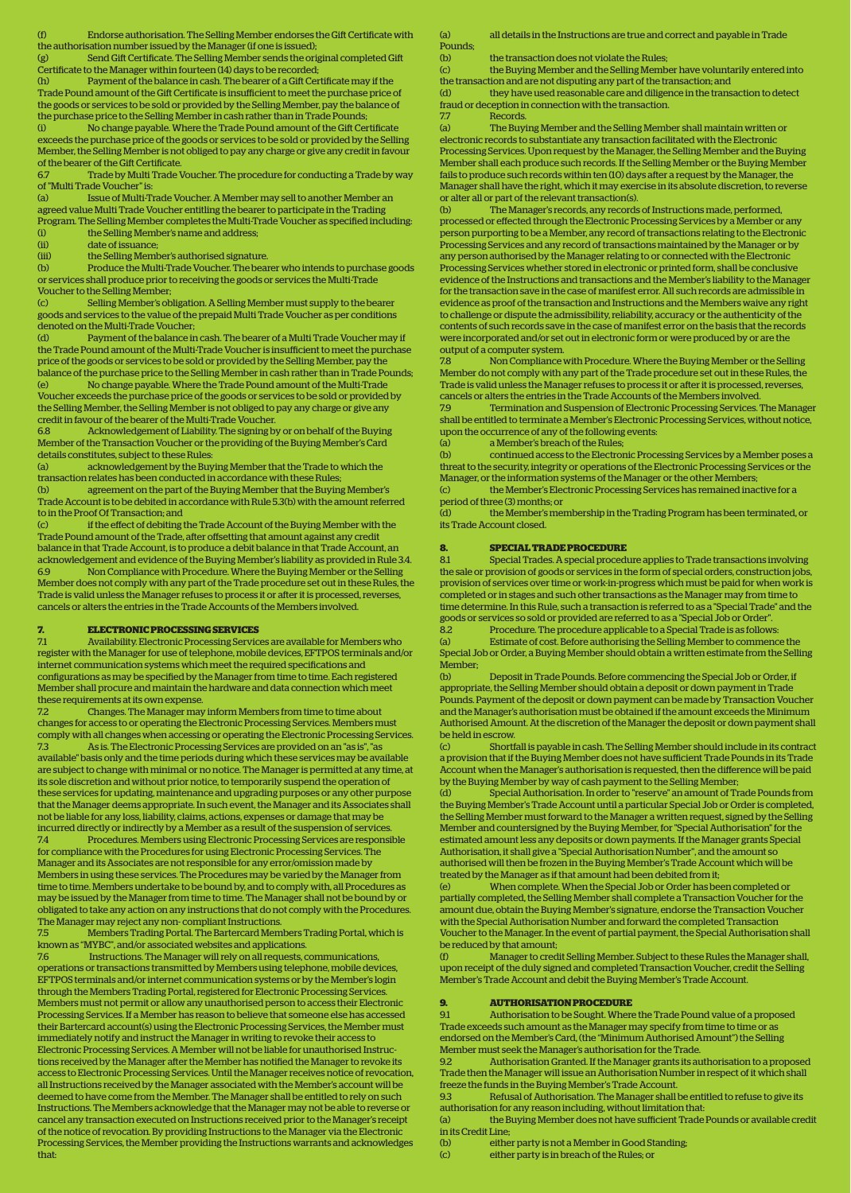(f) Endorse authorisation. The Selling Member endorses the Gift Certificate with the authorisation number issued by the Manager (if one is issued);

(g) Send Gift Certificate. The Selling Member sends the original completed Gift Certificate to the Manager within fourteen (14) days to be recorded;

(h) Payment of the balance in cash. The bearer of a Gift Certificate may if the Trade Pound amount of the Gift Certificate is insufficient to meet the purchase price of the goods or services to be sold or provided by the Selling Member, pay the balance of the purchase price to the Selling Member in cash rather than in Trade Pounds;

(i) No change payable. Where the Trade Pound amount of the Gift Certificate exceeds the purchase price of the goods or services to be sold or provided by the Selling Member, the Selling Member is not obliged to pay any charge or give any credit in favour of the bearer of the Gift Certificate.

6.7 Trade by Multi Trade Voucher. The procedure for conducting a Trade by way of "Multi Trade Voucher" is:

(a) Issue of Multi-Trade Voucher. A Member may sell to another Member an agreed value Multi Trade Voucher entitling the bearer to participate in the Trading Program. The Selling Member completes the Multi-Trade Voucher as specified including:

(i) the Selling Member's name and address;

(ii) date of issuance;

(iii) the Selling Member's authorised signature.

(b) Produce the Multi-Trade Voucher. The bearer who intends to purchase goods or services shall produce prior to receiving the goods or services the Multi-Trade Voucher to the Selling Member;

(c) Selling Member's obligation. A Selling Member must supply to the bearer goods and services to the value of the prepaid Multi Trade Voucher as per conditions denoted on the Multi-Trade Voucher;

(d) Payment of the balance in cash. The bearer of a Multi Trade Voucher may if the Trade Pound amount of the Multi-Trade Voucher is insufficient to meet the purchase price of the goods or services to be sold or provided by the Selling Member, pay the balance of the purchase price to the Selling Member in cash rather than in Trade Pounds;

(e) No change payable. Where the Trade Pound amount of the Multi-Trade Voucher exceeds the purchase price of the goods or services to be sold or provided by the Selling Member, the Selling Member is not obliged to pay any charge or give any credit in favour of the bearer of the Multi-Trade Voucher.

6.8 Acknowledgement of Liability. The signing by or on behalf of the Buying Member of the Transaction Voucher or the providing of the Buying Member's Card details constitutes, subject to these Rules:

(a) acknowledgement by the Buying Member that the Trade to which the transaction relates has been conducted in accordance with these Rules;

(b) agreement on the part of the Buying Member that the Buying Member's Trade Account is to be debited in accordance with Rule 5.3(b) with the amount referred to in the Proof Of Transaction; and

(c) if the effect of debiting the Trade Account of the Buying Member with the Trade Pound amount of the Trade, after offsetting that amount against any credit balance in that Trade Account, is to produce a debit balance in that Trade Account, an acknowledgement and evidence of the Buying Member's liability as provided in Rule 3.4.

6.9 Non Compliance with Procedure. Where the Buying Member or the Selling Member does not comply with any part of the Trade procedure set out in these Rules, the Trade is valid unless the Manager refuses to process it or after it is processed, reverses, cancels or alters the entries in the Trade Accounts of the Members involved.

## 7. ELECTRONIC PROCESSING SERVICES

7.1 Availability. Electronic Processing Services are available for Members who register with the Manager for use of telephone, mobile devices, EFTPOS terminals and/or internet communication systems which meet the required specifications and configurations as may be specified by the Manager from time to time. Each registered Member shall procure and maintain the hardware and data connection which meet these requirements at its own expense.

7.2 Changes. The Manager may inform Members from time to time about changes for access to or operating the Electronic Processing Services. Members must comply with all changes when accessing or operating the Electronic Processing Services.

7.3 As is. The Electronic Processing Services are provided on an "as is", "as available" basis only and the time periods during which these services may be available are subject to change with minimal or no notice. The Manager is permitted at any time, at its sole discretion and without prior notice, to temporarily suspend the operation of these services for updating, maintenance and upgrading purposes or any other purpose that the Manager deems appropriate. In such event, the Manager and its Associates shall not be liable for any loss, liability, claims, actions, expenses or damage that may be incurred directly or indirectly by a Member as a result of the suspension of services.

7.4 Procedures. Members using Electronic Processing Services are responsible for compliance with the Procedures for using Electronic Processing Services. The Manager and its Associates are not responsible for any error/omission made by Members in using these services. The Procedures may be varied by the Manager from time to time. Members undertake to be bound by, and to comply with, all Procedures as may be issued by the Manager from time to time. The Manager shall not be bound by or obligated to take any action on any instructions that do not comply with the Procedures. The Manager may reject any non- compliant Instructions.

7.5 Members Trading Portal. The Bartercard Members Trading Portal, which is known as "MYBC", and/or associated websites and applications.

7.6 Instructions. The Manager will rely on all requests, communications, operations or transactions transmitted by Members using telephone, mobile devices, EFTPOS terminals and/or internet communication systems or by the Member's login through the Members Trading Portal, registered for Electronic Processing Services. Members must not permit or allow any unauthorised person to access their Electronic Processing Services. If a Member has reason to believe that someone else has accessed their Bartercard account(s) using the Electronic Processing Services, the Member must immediately notify and instruct the Manager in writing to revoke their access to Electronic Processing Services. A Member will not be liable for unauthorised Instructions received by the Manager after the Member has notified the Manager to revoke its access to Electronic Processing Services. Until the Manager receives notice of revocation, all Instructions received by the Manager associated with the Member's account will be deemed to have come from the Member. The Manager shall be entitled to rely on such Instructions. The Members acknowledge that the Manager may not be able to reverse or cancel any transaction executed on Instructions received prior to the Manager's receipt of the notice of revocation. By providing Instructions to the Manager via the Electronic Processing Services, the Member providing the Instructions warrants and acknowledges that:

(a) all details in the Instructions are true and correct and payable in Trade Pounds;

(b) the transaction does not violate the Rules;

(c) the Buying Member and the Selling Member have voluntarily entered into the transaction and are not disputing any part of the transaction; and

(d) they have used reasonable care and diligence in the transaction to detect fraud or deception in connection with the transaction.

7.7 Records.

(a) The Buying Member and the Selling Member shall maintain written or electronic records to substantiate any transaction facilitated with the Electronic Processing Services. Upon request by the Manager, the Selling Member and the Buying Member shall each produce such records. If the Selling Member or the Buying Member fails to produce such records within ten (10) days after a request by the Manager, the Manager shall have the right, which it may exercise in its absolute discretion, to reverse or alter all or part of the relevant transaction(s).

(b) The Manager's records, any records of Instructions made, performed, processed or effected through the Electronic Processing Services by a Member or any person purporting to be a Member, any record of transactions relating to the Electronic Processing Services and any record of transactions maintained by the Manager or by any person authorised by the Manager relating to or connected with the Electronic Processing Services whether stored in electronic or printed form, shall be conclusive evidence of the Instructions and transactions and the Member's liability to the Manager for the transaction save in the case of manifest error. All such records are admissible in evidence as proof of the transaction and Instructions and the Members waive any right to challenge or dispute the admissibility, reliability, accuracy or the authenticity of the contents of such records save in the case of manifest error on the basis that the records were incorporated and/or set out in electronic form or were produced by or are the output of a computer system.

7.8 Non Compliance with Procedure. Where the Buying Member or the Selling Member do not comply with any part of the Trade procedure set out in these Rules, the Trade is valid unless the Manager refuses to process it or after it is processed, reverses, cancels or alters the entries in the Trade Accounts of the Members involved.

7.9 Termination and Suspension of Electronic Processing Services. The Manager shall be entitled to terminate a Member's Electronic Processing Services, without notice, upon the occurrence of any of the following events:

(a) a Member's breach of the Rules;

(b) continued access to the Electronic Processing Services by a Member poses a threat to the security, integrity or operations of the Electronic Processing Services or the Manager, or the information systems of the Manager or the other Members;

(c) the Member's Electronic Processing Services has remained inactive for a period of three (3) months; or

(d) the Member's membership in the Trading Program has been terminated, or its Trade Account closed.

## 8. SPECIAL TRADE PROCEDURE

8.1 Special Trades. A special procedure applies to Trade transactions involving the sale or provision of goods or services in the form of special orders, construction jobs, provision of services over time or work-in-progress which must be paid for when work is completed or in stages and such other transactions as the Manager may from time to time determine. In this Rule, such a transaction is referred to as a "Special Trade" and the goods or services so sold or provided are referred to as a "Special Job or Order".

8.2 Procedure. The procedure applicable to a Special Trade is as follows:

(a) Estimate of cost. Before authorising the Selling Member to commence the Special Job or Order, a Buying Member should obtain a written estimate from the Selling Member;

(b) Deposit in Trade Pounds. Before commencing the Special Job or Order, if appropriate, the Selling Member should obtain a deposit or down payment in Trade Pounds. Payment of the deposit or down payment can be made by Transaction Voucher and the Manager's authorisation must be obtained if the amount exceeds the Minimum Authorised Amount. At the discretion of the Manager the deposit or down payment shall be held in escrow.

(c) Shortfall is payable in cash. The Selling Member should include in its contract a provision that if the Buying Member does not have sufficient Trade Pounds in its Trade Account when the Manager's authorisation is requested, then the difference will be paid by the Buying Member by way of cash payment to the Selling Member;

(d) Special Authorisation. In order to "reserve" an amount of Trade Pounds from the Buying Member's Trade Account until a particular Special Job or Order is completed, the Selling Member must forward to the Manager a written request, signed by the Selling Member and countersigned by the Buying Member, for "Special Authorisation" for the estimated amount less any deposits or down payments. If the Manager grants Special Authorisation, it shall give a "Special Authorisation Number", and the amount so authorised will then be frozen in the Buying Member's Trade Account which will be treated by the Manager as if that amount had been debited from it;

(e) When complete. When the Special Job or Order has been completed or partially completed, the Selling Member shall complete a Transaction Voucher for the amount due, obtain the Buying Member's signature, endorse the Transaction Voucher with the Special Authorisation Number and forward the completed Transaction Voucher to the Manager. In the event of partial payment, the Special Authorisation shall be reduced by that amount;

(f) Manager to credit Selling Member. Subject to these Rules the Manager shall, upon receipt of the duly signed and completed Transaction Voucher, credit the Selling Member's Trade Account and debit the Buying Member's Trade Account.

## 9. AUTHORISATION PROCEDURE

9.1 Authorisation to be Sought. Where the Trade Pound value of a proposed Trade exceeds such amount as the Manager may specify from time to time or as endorsed on the Member's Card, (the "Minimum Authorised Amount") the Selling Member must seek the Manager's authorisation for the Trade.

9.2 Authorisation Granted. If the Manager grants its authorisation to a proposed Trade then the Manager will issue an Authorisation Number in respect of it which shall freeze the funds in the Buying Member's Trade Account.

9.3 Refusal of Authorisation. The Manager shall be entitled to refuse to give its authorisation for any reason including, without limitation that:

(a) the Buying Member does not have sufficient Trade Pounds or available credit in its Credit Line;

(b) either party is not a Member in Good Standing;

(c) either party is in breach of the Rules; or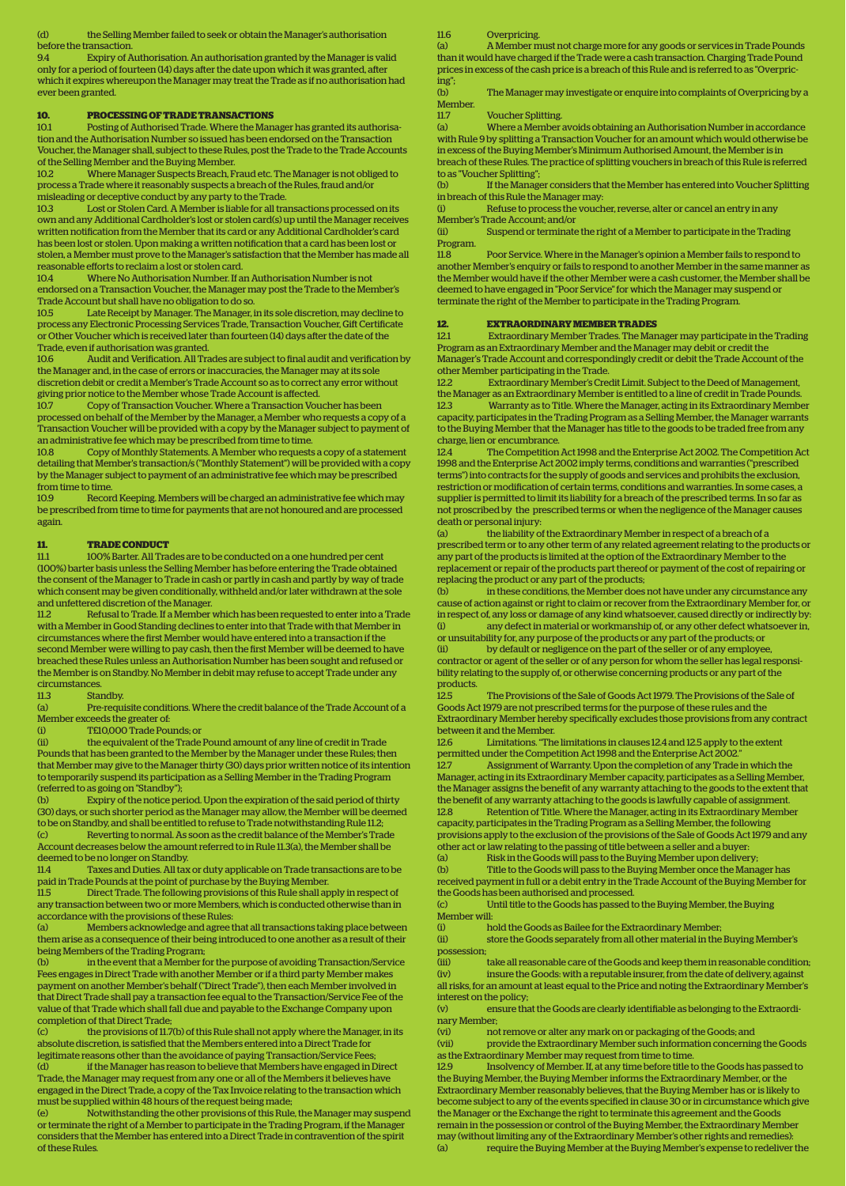(d) the Selling Member failed to seek or obtain the Manager's authorisation before the transaction.

9.4 Expiry of Authorisation. An authorisation granted by the Manager is valid only for a period of fourteen (14) days after the date upon which it was granted, after which it expires whereupon the Manager may treat the Trade as if no authorisation had ever been granted.

## 10. PROCESSING OF TRADE TRANSACTIONS

10.1 Posting of Authorised Trade. Where the Manager has granted its authorisation and the Authorisation Number so issued has been endorsed on the Transaction Voucher, the Manager shall, subject to these Rules, post the Trade to the Trade Accounts of the Selling Member and the Buying Member.

10.2 Where Manager Suspects Breach, Fraud etc. The Manager is not obliged to process a Trade where it reasonably suspects a breach of the Rules, fraud and/or misleading or deceptive conduct by any party to the Trade.

10.3 Lost or Stolen Card. A Member is liable for all transactions processed on its own and any Additional Cardholder's lost or stolen card(s) up until the Manager receives written notification from the Member that its card or any Additional Cardholder's card has been lost or stolen. Upon making a written notification that a card has been lost or stolen, a Member must prove to the Manager's satisfaction that the Member has made all reasonable efforts to reclaim a lost or stolen card.

10.4 Where No Authorisation Number. If an Authorisation Number is not endorsed on a Transaction Voucher, the Manager may post the Trade to the Member's Trade Account but shall have no obligation to do so.

10.5 Late Receipt by Manager. The Manager, in its sole discretion, may decline to process any Electronic Processing Services Trade, Transaction Voucher, Gift Certificate or Other Voucher which is received later than fourteen (14) days after the date of the Trade, even if authorisation was granted.

10.6 Audit and Verification. All Trades are subject to final audit and verification by the Manager and, in the case of errors or inaccuracies, the Manager may at its sole discretion debit or credit a Member's Trade Account so as to correct any error without giving prior notice to the Member whose Trade Account is affected.

10.7 Copy of Transaction Voucher. Where a Transaction Voucher has been processed on behalf of the Member by the Manager, a Member who requests a copy of a Transaction Voucher will be provided with a copy by the Manager subject to payment of an administrative fee which may be prescribed from time to time.

10.8 Copy of Monthly Statements. A Member who requests a copy of a statement detailing that Member's transaction/s ("Monthly Statement") will be provided with a copy by the Manager subject to payment of an administrative fee which may be prescribed from time to time.

10.9 Record Keeping. Members will be charged an administrative fee which may be prescribed from time to time for payments that are not honoured and are processed again.

## 11. TRADE CONDUCT

11.1 100% Barter. All Trades are to be conducted on a one hundred per cent (100%) barter basis unless the Selling Member has before entering the Trade obtained the consent of the Manager to Trade in cash or partly in cash and partly by way of trade which consent may be given conditionally, withheld and/or later withdrawn at the sole and unfettered discretion of the Manager.

11.2 Refusal to Trade. If a Member which has been requested to enter into a Trade with a Member in Good Standing declines to enter into that Trade with that Member in circumstances where the first Member would have entered into a transaction if the second Member were willing to pay cash, then the first Member will be deemed to have breached these Rules unless an Authorisation Number has been sought and refused or the Member is on Standby. No Member in debit may refuse to accept Trade under any circumstances.

11.3 Standby.

(a) Pre-requisite conditions. Where the credit balance of the Trade Account of a Member exceeds the greater of:

(i) T£10,000 Trade Pounds; or

(ii) the equivalent of the Trade Pound amount of any line of credit in Trade Pounds that has been granted to the Member by the Manager under these Rules; then that Member may give to the Manager thirty (30) days prior written notice of its intention to temporarily suspend its participation as a Selling Member in the Trading Program (referred to as going on "Standby");

(b) Expiry of the notice period. Upon the expiration of the said period of thirty (30) days, or such shorter period as the Manager may allow, the Member will be deemed to be on Standby, and shall be entitled to refuse to Trade notwithstanding Rule 11.2;

(c) Reverting to normal. As soon as the credit balance of the Member's Trade Account decreases below the amount referred to in Rule 11.3(a), the Member shall be deemed to be no longer on Standby.

11.4 Taxes and Duties. All tax or duty applicable on Trade transactions are to be paid in Trade Pounds at the point of purchase by the Buying Member.

11.5 Direct Trade. The following provisions of this Rule shall apply in respect of any transaction between two or more Members, which is conducted otherwise than in accordance with the provisions of these Rules:

(a) Members acknowledge and agree that all transactions taking place between them arise as a consequence of their being introduced to one another as a result of their being Members of the Trading Program;

(b) in the event that a Member for the purpose of avoiding Transaction/Service Fees engages in Direct Trade with another Member or if a third party Member makes payment on another Member's behalf ("Direct Trade"), then each Member involved in that Direct Trade shall pay a transaction fee equal to the Transaction/Service Fee of the value of that Trade which shall fall due and payable to the Exchange Company upon completion of that Direct Trade;

(c) the provisions of 11.7(b) of this Rule shall not apply where the Manager, in its absolute discretion, is satisfied that the Members entered into a Direct Trade for legitimate reasons other than the avoidance of paying Transaction/Service Fees;

(d) if the Manager has reason to believe that Members have engaged in Direct Trade, the Manager may request from any one or all of the Members it believes have engaged in the Direct Trade, a copy of the Tax Invoice relating to the transaction which must be supplied within 48 hours of the request being made;

(e) Notwithstanding the other provisions of this Rule, the Manager may suspend or terminate the right of a Member to participate in the Trading Program, if the Manager considers that the Member has entered into a Direct Trade in contravention of the spirit of these Rules.

11.6 Overpricing.

(a) A Member must not charge more for any goods or services in Trade Pounds than it would have charged if the Trade were a cash transaction. Charging Trade Pound prices in excess of the cash price is a breach of this Rule and is referred to as "Overpricing";

(b) The Manager may investigate or enquire into complaints of Overpricing by a Member.

11.7 Voucher Splitting.

(a) Where a Member avoids obtaining an Authorisation Number in accordance with Rule 9 by splitting a Transaction Voucher for an amount which would otherwise be in excess of the Buying Member's Minimum Authorised Amount, the Member is in breach of these Rules. The practice of splitting vouchers in breach of this Rule is referred to as "Voucher Splitting";

(b) If the Manager considers that the Member has entered into Voucher Splitting in breach of this Rule the Manager may:

(i) Refuse to process the voucher, reverse, alter or cancel an entry in any Member's Trade Account; and/or

(ii) Suspend or terminate the right of a Member to participate in the Trading Program.

11.8 Poor Service. Where in the Manager's opinion a Member fails to respond to another Member's enquiry or fails to respond to another Member in the same manner as the Member would have if the other Member were a cash customer, the Member shall be deemed to have engaged in "Poor Service" for which the Manager may suspend or terminate the right of the Member to participate in the Trading Program.

## 12. EXTRAORDINARY MEMBER TRADES

12.1 Extraordinary Member Trades. The Manager may participate in the Trading Program as an Extraordinary Member and the Manager may debit or credit the Manager's Trade Account and correspondingly credit or debit the Trade Account of the other Member participating in the Trade.

12.2 Extraordinary Member's Credit Limit. Subject to the Deed of Management, the Manager as an Extraordinary Member is entitled to a line of credit in Trade Pounds.

12.3 Warranty as to Title. Where the Manager, acting in its Extraordinary Member capacity, participates in the Trading Program as a Selling Member, the Manager warrants to the Buying Member that the Manager has title to the goods to be traded free from any charge, lien or encumbrance.

12.4 The Competition Act 1998 and the Enterprise Act 2002. The Competition Act 1998 and the Enterprise Act 2002 imply terms, conditions and warranties ("prescribed terms") into contracts for the supply of goods and services and prohibits the exclusion, restriction or modification of certain terms, conditions and warranties. In some cases, a supplier is permitted to limit its liability for a breach of the prescribed terms. In so far as not proscribed by the prescribed terms or when the negligence of the Manager causes death or personal injury:

(a) the liability of the Extraordinary Member in respect of a breach of a prescribed term or to any other term of any related agreement relating to the products or any part of the products is limited at the option of the Extraordinary Member to the replacement or repair of the products part thereof or payment of the cost of repairing or replacing the product or any part of the products;

(b) in these conditions, the Member does not have under any circumstance any cause of action against or right to claim or recover from the Extraordinary Member for, or in respect of, any loss or damage of any kind whatsoever, caused directly or indirectly by:

(i) any defect in material or workmanship of, or any other defect whatsoever in, or unsuitability for, any purpose of the products or any part of the products; or

(ii) by default or negligence on the part of the seller or of any employee, contractor or agent of the seller or of any person for whom the seller has legal responsibility relating to the supply of, or otherwise concerning products or any part of the products.

12.5 The Provisions of the Sale of Goods Act 1979. The Provisions of the Sale of Goods Act 1979 are not prescribed terms for the purpose of these rules and the Extraordinary Member hereby specifically excludes those provisions from any contract between it and the Member.

12.6 Limitations. "The limitations in clauses 12.4 and 12.5 apply to the extent permitted under the Competition Act 1998 and the Enterprise Act 2002."

12.7 Assignment of Warranty. Upon the completion of any Trade in which the Manager, acting in its Extraordinary Member capacity, participates as a Selling Member, the Manager assigns the benefit of any warranty attaching to the goods to the extent that the benefit of any warranty attaching to the goods is lawfully capable of assignment.

12.8 Retention of Title. Where the Manager, acting in its Extraordinary Member capacity, participates in the Trading Program as a Selling Member, the following provisions apply to the exclusion of the provisions of the Sale of Goods Act 1979 and any other act or law relating to the passing of title between a seller and a buyer:

(a) Risk in the Goods will pass to the Buying Member upon delivery;

(b) Title to the Goods will pass to the Buying Member once the Manager has received payment in full or a debit entry in the Trade Account of the Buying Member for the Goods has been authorised and processed.

(c) Until title to the Goods has passed to the Buying Member, the Buying Member will:

(i) hold the Goods as Bailee for the Extraordinary Member;

(ii) store the Goods separately from all other material in the Buying Member's possession;

(iii) take all reasonable care of the Goods and keep them in reasonable condition;

(iv) insure the Goods: with a reputable insurer, from the date of delivery, against all risks, for an amount at least equal to the Price and noting the Extraordinary Member's interest on the policy;

(v) ensure that the Goods are clearly identifiable as belonging to the Extraordinary Member;

(vi) not remove or alter any mark on or packaging of the Goods; and

(vii) provide the Extraordinary Member such information concerning the Goods as the Extraordinary Member may request from time to time.

12.9 Insolvency of Member. If, at any time before title to the Goods has passed to the Buying Member, the Buying Member informs the Extraordinary Member, or the Extraordinary Member reasonably believes, that the Buying Member has or is likely to become subject to any of the events specified in clause 30 or in circumstance which give the Manager or the Exchange the right to terminate this agreement and the Goods remain in the possession or control of the Buying Member, the Extraordinary Member may (without limiting any of the Extraordinary Member's other rights and remedies):

(a) require the Buying Member at the Buying Member's expense to redeliver the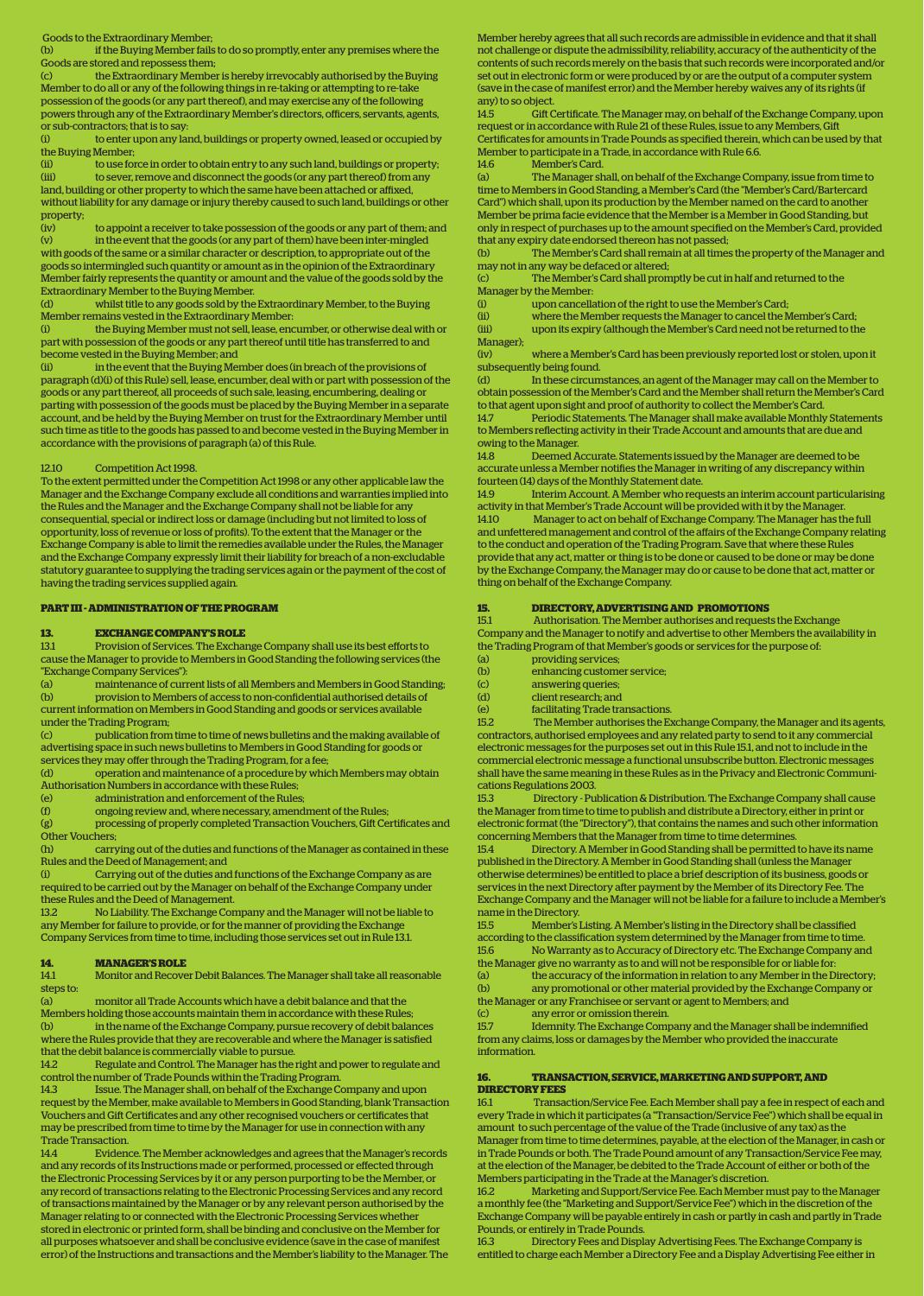Goods to the Extraordinary Member;

(b) if the Buying Member fails to do so promptly, enter any premises where the Goods are stored and repossess them;

(c) the Extraordinary Member is hereby irrevocably authorised by the Buying Member to do all or any of the following things in re-taking or attempting to re-take possession of the goods (or any part thereof), and may exercise any of the following powers through any of the Extraordinary Member's directors, officers, servants, agents, or sub-contractors; that is to say:

(i) to enter upon any land, buildings or property owned, leased or occupied by the Buying Member;

(ii) to use force in order to obtain entry to any such land, buildings or property;

(iii) to sever, remove and disconnect the goods (or any part thereof) from any land, building or other property to which the same have been attached or affixed, without liability for any damage or injury thereby caused to such land, buildings or other property;

(iv) to appoint a receiver to take possession of the goods or any part of them; and

(v) in the event that the goods (or any part of them) have been inter-mingled with goods of the same or a similar character or description, to appropriate out of the goods so intermingled such quantity or amount as in the opinion of the Extraordinary Member fairly represents the quantity or amount and the value of the goods sold by the Extraordinary Member to the Buying Member.

(d) whilst title to any goods sold by the Extraordinary Member, to the Buying Member remains vested in the Extraordinary Member:

(i) the Buying Member must not sell, lease, encumber, or otherwise deal with or part with possession of the goods or any part thereof until title has transferred to and become vested in the Buying Member; and

(ii) in the event that the Buying Member does (in breach of the provisions of paragraph (d)(i) of this Rule) sell, lease, encumber, deal with or part with possession of the goods or any part thereof, all proceeds of such sale, leasing, encumbering, dealing or parting with possession of the goods must be placed by the Buying Member in a separate account, and be held by the Buying Member on trust for the Extraordinary Member until such time as title to the goods has passed to and become vested in the Buying Member in accordance with the provisions of paragraph (a) of this Rule.

12.10 Competition Act 1998.

To the extent permitted under the Competition Act 1998 or any other applicable law the Manager and the Exchange Company exclude all conditions and warranties implied into the Rules and the Manager and the Exchange Company shall not be liable for any consequential, special or indirect loss or damage (including but not limited to loss of opportunity, loss of revenue or loss of profits). To the extent that the Manager or the Exchange Company is able to limit the remedies available under the Rules, the Manager and the Exchange Company expressly limit their liability for breach of a non-excludable statutory guarantee to supplying the trading services again or the payment of the cost of having the trading services supplied again.

## PART III - ADMINISTRATION OF THE PROGRAM

### 13. EXCHANGE COMPANY'S ROLE

13.1 Provision of Services. The Exchange Company shall use its best efforts to cause the Manager to provide to Members in Good Standing the following services (the "Exchange Company Services"):

(a) maintenance of current lists of all Members and Members in Good Standing;

(b) provision to Members of access to non-confidential authorised details of current information on Members in Good Standing and goods or services available under the Trading Program;

(c) publication from time to time of news bulletins and the making available of advertising space in such news bulletins to Members in Good Standing for goods or services they may offer through the Trading Program, for a fee;

(d) operation and maintenance of a procedure by which Members may obtain Authorisation Numbers in accordance with these Rules;

(e) administration and enforcement of the Rules;

(f) ongoing review and, where necessary, amendment of the Rules;

(g) processing of properly completed Transaction Vouchers, Gift Certificates and Other Vouchers;

(h) carrying out of the duties and functions of the Manager as contained in these Rules and the Deed of Management; and

(i) Carrying out of the duties and functions of the Exchange Company as are required to be carried out by the Manager on behalf of the Exchange Company under these Rules and the Deed of Management.

13.2 No Liability. The Exchange Company and the Manager will not be liable to any Member for failure to provide, or for the manner of providing the Exchange Company Services from time to time, including those services set out in Rule 13.1.

### 14. MANAGER'S ROLE

14.1 Monitor and Recover Debit Balances. The Manager shall take all reasonable steps to:

(a) monitor all Trade Accounts which have a debit balance and that the Members holding those accounts maintain them in accordance with these Rules;

(b) in the name of the Exchange Company, pursue recovery of debit balances where the Rules provide that they are recoverable and where the Manager is satisfied that the debit balance is commercially viable to pursue.

14.2 Regulate and Control. The Manager has the right and power to regulate and control the number of Trade Pounds within the Trading Program.

14.3 Issue. The Manager shall, on behalf of the Exchange Company and upon request by the Member, make available to Members in Good Standing, blank Transaction Vouchers and Gift Certificates and any other recognised vouchers or certificates that may be prescribed from time to time by the Manager for use in connection with any Trade Transaction.

14.4 Evidence. The Member acknowledges and agrees that the Manager's records and any records of its Instructions made or performed, processed or effected through the Electronic Processing Services by it or any person purporting to be the Member, or any record of transactions relating to the Electronic Processing Services and any record of transactions maintained by the Manager or by any relevant person authorised by the Manager relating to or connected with the Electronic Processing Services whether stored in electronic or printed form, shall be binding and conclusive on the Member for all purposes whatsoever and shall be conclusive evidence (save in the case of manifest error) of the Instructions and transactions and the Member's liability to the Manager. The Member hereby agrees that all such records are admissible in evidence and that it shall not challenge or dispute the admissibility, reliability, accuracy of the authenticity of the contents of such records merely on the basis that such records were incorporated and/or set out in electronic form or were produced by or are the output of a computer system (save in the case of manifest error) and the Member hereby waives any of its rights (if any) to so object.

14.5 Gift Certificate. The Manager may, on behalf of the Exchange Company, upon request or in accordance with Rule 21 of these Rules, issue to any Members, Gift Certificates for amounts in Trade Pounds as specified therein, which can be used by that Member to participate in a Trade, in accordance with Rule 6.6.

14.6 Member's Card.

(a) The Manager shall, on behalf of the Exchange Company, issue from time to time to Members in Good Standing, a Member's Card (the "Member's Card/Bartercard Card") which shall, upon its production by the Member named on the card to another Member be prima facie evidence that the Member is a Member in Good Standing, but only in respect of purchases up to the amount specified on the Member's Card, provided that any expiry date endorsed thereon has not passed;

(b) The Member's Card shall remain at all times the property of the Manager and may not in any way be defaced or altered;

(c) The Member's Card shall promptly be cut in half and returned to the Manager by the Member:

(i) upon cancellation of the right to use the Member's Card;

(ii) where the Member requests the Manager to cancel the Member's Card;

(iii) upon its expiry (although the Member's Card need not be returned to the Manager);

(iv) where a Member's Card has been previously reported lost or stolen, upon it subsequently being found.

(d) In these circumstances, an agent of the Manager may call on the Member to obtain possession of the Member's Card and the Member shall return the Member's Card to that agent upon sight and proof of authority to collect the Member's Card.

14.7 Periodic Statements. The Manager shall make available Monthly Statements to Members reflecting activity in their Trade Account and amounts that are due and owing to the Manager.

14.8 Deemed Accurate. Statements issued by the Manager are deemed to be accurate unless a Member notifies the Manager in writing of any discrepancy within fourteen (14) days of the Monthly Statement date.

14.9 Interim Account. A Member who requests an interim account particularising activity in that Member's Trade Account will be provided with it by the Manager.

14.10 Manager to act on behalf of Exchange Company. The Manager has the full and unfettered management and control of the affairs of the Exchange Company relating to the conduct and operation of the Trading Program. Save that where these Rules provide that any act, matter or thing is to be done or caused to be done or may be done by the Exchange Company, the Manager may do or cause to be done that act, matter or thing on behalf of the Exchange Company.

### 15. DIRECTORY, ADVERTISING AND PROMOTIONS

15.1 Authorisation. The Member authorises and requests the Exchange Company and the Manager to notify and advertise to other Members the availability in the Trading Program of that Member's goods or services for the purpose of:

(a) providing services;

(b) enhancing customer service;

(c) answering queries;

(d) client research; and

(e) facilitating Trade transactions.

15.2 The Member authorises the Exchange Company, the Manager and its agents, contractors, authorised employees and any related party to send to it any commercial electronic messages for the purposes set out in this Rule 15.1, and not to include in the commercial electronic message a functional unsubscribe button. Electronic messages shall have the same meaning in these Rules as in the Privacy and Electronic Communications Regulations 2003.

15.3 Directory - Publication & Distribution. The Exchange Company shall cause the Manager from time to time to publish and distribute a Directory, either in print or electronic format (the "Directory"), that contains the names and such other information concerning Members that the Manager from time to time determines.

15.4 Directory. A Member in Good Standing shall be permitted to have its name published in the Directory. A Member in Good Standing shall (unless the Manager otherwise determines) be entitled to place a brief description of its business, goods or services in the next Directory after payment by the Member of its Directory Fee. The Exchange Company and the Manager will not be liable for a failure to include a Member's name in the Directory.

15.5 Member's Listing. A Member's listing in the Directory shall be classified according to the classification system determined by the Manager from time to time.

15.6 No Warranty as to Accuracy of Directory etc. The Exchange Company and the Manager give no warranty as to and will not be responsible for or liable for:

(a) the accuracy of the information in relation to any Member in the Directory;

(b) any promotional or other material provided by the Exchange Company or the Manager or any Franchisee or servant or agent to Members; and

(c) any error or omission therein.

15.7 Idemnity. The Exchange Company and the Manager shall be indemnified from any claims, loss or damages by the Member who provided the inaccurate information.

### 16. TRANSACTION, SERVICE, MARKETING AND SUPPORT, AND DIRECTORY FEES

16.1 Transaction/Service Fee. Each Member shall pay a fee in respect of each and every Trade in which it participates (a "Transaction/Service Fee") which shall be equal in amount to such percentage of the value of the Trade (inclusive of any tax) as the Manager from time to time determines, payable, at the election of the Manager, in cash or in Trade Pounds or both. The Trade Pound amount of any Transaction/Service Fee may, at the election of the Manager, be debited to the Trade Account of either or both of the Members participating in the Trade at the Manager's discretion.

16.2 Marketing and Support/Service Fee. Each Member must pay to the Manager a monthly fee (the "Marketing and Support/Service Fee") which in the discretion of the Exchange Company will be payable entirely in cash or partly in cash and partly in Trade Pounds, or entirely in Trade Pounds.

16.3 Directory Fees and Display Advertising Fees. The Exchange Company is entitled to charge each Member a Directory Fee and a Display Advertising Fee either in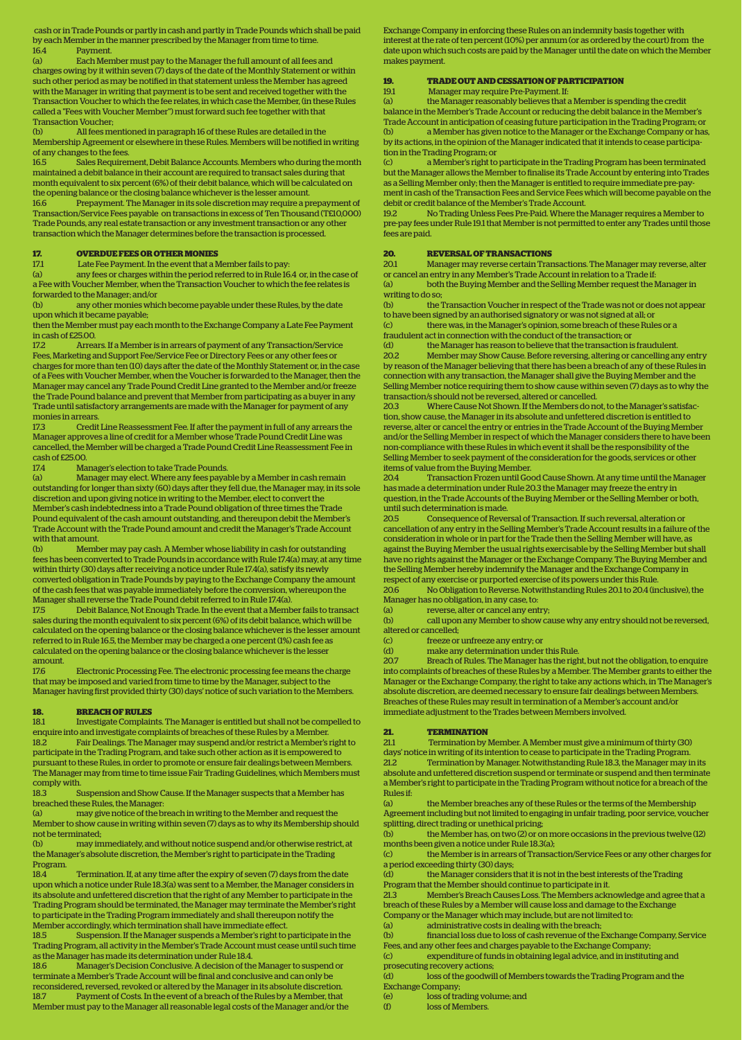cash or in Trade Pounds or partly in cash and partly in Trade Pounds which shall be paid by each Member in the manner prescribed by the Manager from time to time.

16.4 Payment.

(a) Each Member must pay to the Manager the full amount of all fees and charges owing by it within seven (7) days of the date of the Monthly Statement or within such other period as may be notified in that statement unless the Member has agreed with the Manager in writing that payment is to be sent and received together with the Transaction Voucher to which the fee relates, in which case the Member, (in these Rules called a "Fees with Voucher Member") must forward such fee together with that Transaction Voucher;

(b) All fees mentioned in paragraph 16 of these Rules are detailed in the Membership Agreement or elsewhere in these Rules. Members will be notified in writing of any changes to the fees.

16.5 Sales Requirement, Debit Balance Accounts. Members who during the month maintained a debit balance in their account are required to transact sales during that month equivalent to six percent (6%) of their debit balance, which will be calculated on the opening balance or the closing balance whichever is the lesser amount.

16.6 Prepayment. The Manager in its sole discretion may require a prepayment of Transaction/Service Fees payable on transactions in excess of Ten Thousand (T£10,000) Trade Pounds, any real estate transaction or any investment transaction or any other transaction which the Manager determines before the transaction is processed.

## 17. OVERDUE FEES OR OTHER MONIES

17.1 Late Fee Payment. In the event that a Member fails to pay:

(a) any fees or charges within the period referred to in Rule 16.4 or, in the case of a Fee with Voucher Member, when the Transaction Voucher to which the fee relates is forwarded to the Manager; and/or

(b) any other monies which become payable under these Rules, by the date upon which it became payable;

then the Member must pay each month to the Exchange Company a Late Fee Payment in cash of £25.00.

17.2 Arrears. If a Member is in arrears of payment of any Transaction/Service Fees, Marketing and Support Fee/Service Fee or Directory Fees or any other fees or charges for more than ten (10) days after the date of the Monthly Statement or, in the case of a Fees with Voucher Member, when the Voucher is forwarded to the Manager, then the Manager may cancel any Trade Pound Credit Line granted to the Member and/or freeze the Trade Pound balance and prevent that Member from participating as a buyer in any Trade until satisfactory arrangements are made with the Manager for payment of any monies in arrears.

17.3 Credit Line Reassessment Fee. If after the payment in full of any arrears the Manager approves a line of credit for a Member whose Trade Pound Credit Line was cancelled, the Member will be charged a Trade Pound Credit Line Reassessment Fee in cash of £25.00.

17.4 Manager's election to take Trade Pounds.

(a) Manager may elect. Where any fees payable by a Member in cash remain outstanding for longer than sixty (60) days after they fell due, the Manager may, in its sole discretion and upon giving notice in writing to the Member, elect to convert the Member's cash indebtedness into a Trade Pound obligation of three times the Trade Pound equivalent of the cash amount outstanding, and thereupon debit the Member's Trade Account with the Trade Pound amount and credit the Manager's Trade Account with that amount.

(b) Member may pay cash. A Member whose liability in cash for outstanding fees has been converted to Trade Pounds in accordance with Rule 17.4(a) may, at any time within thirty (30) days after receiving a notice under Rule 17.4(a), satisfy its newly converted obligation in Trade Pounds by paying to the Exchange Company the amount of the cash fees that was payable immediately before the conversion, whereupon the Manager shall reverse the Trade Pound debit referred to in Rule 17.4(a).

17.5 Debit Balance, Not Enough Trade. In the event that a Member fails to transact sales during the month equivalent to six percent (6%) of its debit balance, which will be calculated on the opening balance or the closing balance whichever is the lesser amount referred to in Rule 16.5, the Member may be charged a one percent (1%) cash fee as calculated on the opening balance or the closing balance whichever is the lesser amount.

17.6 Electronic Processing Fee. The electronic processing fee means the charge that may be imposed and varied from time to time by the Manager, subject to the Manager having first provided thirty (30) days' notice of such variation to the Members.

## 18. BREACH OF RULES

18.1 Investigate Complaints. The Manager is entitled but shall not be compelled to enquire into and investigate complaints of breaches of these Rules by a Member.

18.2 Fair Dealings. The Manager may suspend and/or restrict a Member's right to participate in the Trading Program, and take such other action as it is empowered to pursuant to these Rules, in order to promote or ensure fair dealings between Members. The Manager may from time to time issue Fair Trading Guidelines, which Members must comply with.

18.3 Suspension and Show Cause. If the Manager suspects that a Member has breached these Rules, the Manager:

(a) may give notice of the breach in writing to the Member and request the Member to show cause in writing within seven (7) days as to why its Membership should not be terminated;

(b) may immediately, and without notice suspend and/or otherwise restrict, at the Manager's absolute discretion, the Member's right to participate in the Trading Program.

18.4 Termination. If, at any time after the expiry of seven (7) days from the date upon which a notice under Rule 18.3(a) was sent to a Member, the Manager considers in its absolute and unfettered discretion that the right of any Member to participate in the Trading Program should be terminated, the Manager may terminate the Member's right to participate in the Trading Program immediately and shall thereupon notify the Member accordingly, which termination shall have immediate effect.

18.5 Suspension. If the Manager suspends a Member's right to participate in the Trading Program, all activity in the Member's Trade Account must cease until such time as the Manager has made its determination under Rule 18.4.

18.6 Manager's Decision Conclusive. A decision of the Manager to suspend or terminate a Member's Trade Account will be final and conclusive and can only be reconsidered, reversed, revoked or altered by the Manager in its absolute discretion.

18.7 Payment of Costs. In the event of a breach of the Rules by a Member, that Member must pay to the Manager all reasonable legal costs of the Manager and/or the Exchange Company in enforcing these Rules on an indemnity basis together with interest at the rate of ten percent (10%) per annum (or as ordered by the court) from the date upon which such costs are paid by the Manager until the date on which the Member makes payment.

## 19. TRADE OUT AND CESSATION OF PARTICIPATION

19.1 Manager may require Pre-Payment. If:

(a) the Manager reasonably believes that a Member is spending the credit balance in the Member's Trade Account or reducing the debit balance in the Member's Trade Account in anticipation of ceasing future participation in the Trading Program; or

(b) a Member has given notice to the Manager or the Exchange Company or has, by its actions, in the opinion of the Manager indicated that it intends to cease participation in the Trading Program; or

(c) a Member's right to participate in the Trading Program has been terminated but the Manager allows the Member to finalise its Trade Account by entering into Trades as a Selling Member only; then the Manager is entitled to require immediate pre-payment in cash of the Transaction Fees and Service Fees which will become payable on the debit or credit balance of the Member's Trade Account.

19.2 No Trading Unless Fees Pre-Paid. Where the Manager requires a Member to pre-pay fees under Rule 19.1 that Member is not permitted to enter any Trades until those fees are paid.

## 20. REVERSAL OF TRANSACTIONS

20.1 Manager may reverse certain Transactions. The Manager may reverse, alter or cancel an entry in any Member's Trade Account in relation to a Trade if:

(a) both the Buying Member and the Selling Member request the Manager in writing to do so;

(b) the Transaction Voucher in respect of the Trade was not or does not appear to have been signed by an authorised signatory or was not signed at all; or

(c) there was, in the Manager's opinion, some breach of these Rules or a fraudulent act in connection with the conduct of the transaction; or

(d) the Manager has reason to believe that the transaction is fraudulent.

20.2 Member may Show Cause. Before reversing, altering or cancelling any entry by reason of the Manager believing that there has been a breach of any of these Rules in connection with any transaction, the Manager shall give the Buying Member and the Selling Member notice requiring them to show cause within seven (7) days as to why the transaction/s should not be reversed, altered or cancelled.

20.3 Where Cause Not Shown. If the Members do not, to the Manager's satisfaction, show cause, the Manager in its absolute and unfettered discretion is entitled to reverse, alter or cancel the entry or entries in the Trade Account of the Buying Member and/or the Selling Member in respect of which the Manager considers there to have been non-compliance with these Rules in which event it shall be the responsibility of the Selling Member to seek payment of the consideration for the goods, services or other items of value from the Buying Member.

20.4 Transaction Frozen until Good Cause Shown. At any time until the Manager has made a determination under Rule 20.3 the Manager may freeze the entry in question, in the Trade Accounts of the Buying Member or the Selling Member or both, until such determination is made.

20.5 Consequence of Reversal of Transaction. If such reversal, alteration or cancellation of any entry in the Selling Member's Trade Account results in a failure of the consideration in whole or in part for the Trade then the Selling Member will have, as against the Buying Member the usual rights exercisable by the Selling Member but shall have no rights against the Manager or the Exchange Company. The Buying Member and the Selling Member hereby indemnify the Manager and the Exchange Company in respect of any exercise or purported exercise of its powers under this Rule.

20.6 No Obligation to Reverse. Notwithstanding Rules 20.1 to 20.4 (inclusive), the Manager has no obligation, in any case, to:

(a) reverse, alter or cancel any entry;

(b) call upon any Member to show cause why any entry should not be reversed, altered or cancelled;

(c) freeze or unfreeze any entry; or

(d) make any determination under this Rule.

20.7 Breach of Rules. The Manager has the right, but not the obligation, to enquire into complaints of breaches of these Rules by a Member. The Member grants to either the Manager or the Exchange Company, the right to take any actions which, in The Manager's absolute discretion, are deemed necessary to ensure fair dealings between Members. Breaches of these Rules may result in termination of a Member's account and/or immediate adjustment to the Trades between Members involved.

## 21. TERMINATION

21.1 Termination by Member. A Member must give a minimum of thirty (30) days' notice in writing of its intention to cease to participate in the Trading Program.

21.2 Termination by Manager. Notwithstanding Rule 18.3, the Manager may in its absolute and unfettered discretion suspend or terminate or suspend and then terminate a Member's right to participate in the Trading Program without notice for a breach of the Rules if:

(a) the Member breaches any of these Rules or the terms of the Membership Agreement including but not limited to engaging in unfair trading, poor service, voucher splitting, direct trading or unethical pricing;

(b) the Member has, on two (2) or on more occasions in the previous twelve (12) months been given a notice under Rule 18.3(a);

(c) the Member is in arrears of Transaction/Service Fees or any other charges for a period exceeding thirty (30) days;

(d) the Manager considers that it is not in the best interests of the Trading Program that the Member should continue to participate in it.

21.3 Member's Breach Causes Loss. The Members acknowledge and agree that a breach of these Rules by a Member will cause loss and damage to the Exchange Company or the Manager which may include, but are not limited to:

(a) administrative costs in dealing with the breach;

(b) financial loss due to loss of cash revenue of the Exchange Company, Service Fees, and any other fees and charges payable to the Exchange Company;

(c) expenditure of funds in obtaining legal advice, and in instituting and prosecuting recovery actions;

(d) loss of the goodwill of Members towards the Trading Program and the Exchange Company;

(e) loss of trading volume; and

(f) loss of Members.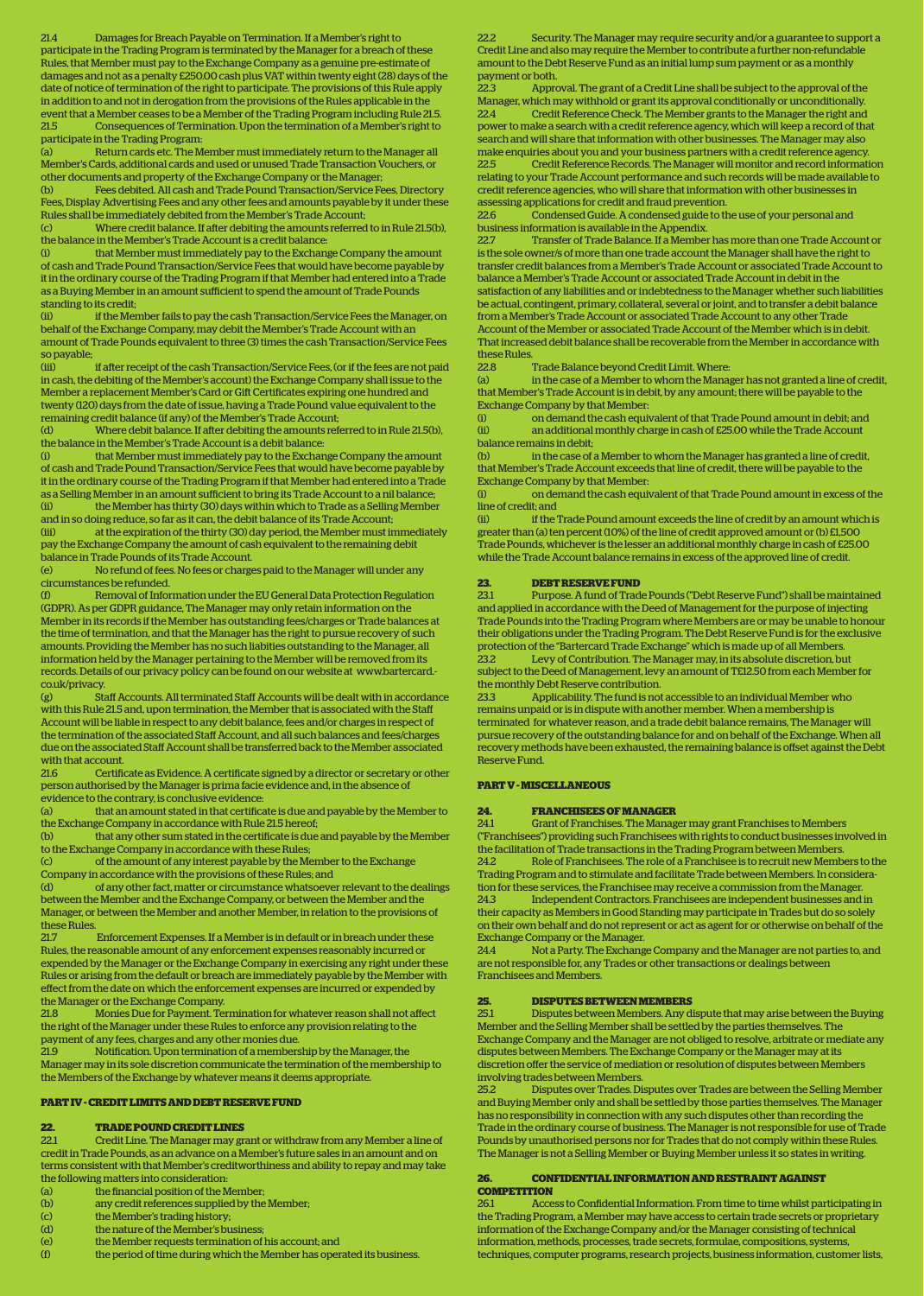21.4 Damages for Breach Payable on Termination. If a Member's right to participate in the Trading Program is terminated by the Manager for a breach of these Rules, that Member must pay to the Exchange Company as a genuine pre-estimate of damages and not as a penalty £250.00 cash plus VAT within twenty eight (28) days of the date of notice of termination of the right to participate. The provisions of this Rule apply in addition to and not in derogation from the provisions of the Rules applicable in the event that a Member ceases to be a Member of the Trading Program including Rule 21.5.

21.5 Consequences of Termination. Upon the termination of a Member's right to participate in the Trading Program:

(a) Return cards etc. The Member must immediately return to the Manager all Member's Cards, additional cards and used or unused Trade Transaction Vouchers, or other documents and property of the Exchange Company or the Manager;

(b) Fees debited. All cash and Trade Pound Transaction/Service Fees, Directory Fees, Display Advertising Fees and any other fees and amounts payable by it under these Rules shall be immediately debited from the Member's Trade Account;

(c) Where credit balance. If after debiting the amounts referred to in Rule 21.5(b), the balance in the Member's Trade Account is a credit balance:

(i) that Member must immediately pay to the Exchange Company the amount of cash and Trade Pound Transaction/Service Fees that would have become payable by it in the ordinary course of the Trading Program if that Member had entered into a Trade as a Buying Member in an amount sufficient to spend the amount of Trade Pounds standing to its credit;

(ii) if the Member fails to pay the cash Transaction/Service Fees the Manager, on behalf of the Exchange Company, may debit the Member's Trade Account with an amount of Trade Pounds equivalent to three (3) times the cash Transaction/Service Fees so payable;

(iii) if after receipt of the cash Transaction/Service Fees, (or if the fees are not paid in cash, the debiting of the Member's account) the Exchange Company shall issue to the Member a replacement Member's Card or Gift Certificates expiring one hundred and twenty (120) days from the date of issue, having a Trade Pound value equivalent to the remaining credit balance (if any) of the Member's Trade Account;

(d) Where debit balance. If after debiting the amounts referred to in Rule 21.5(b), the balance in the Member's Trade Account is a debit balance:

(i) that Member must immediately pay to the Exchange Company the amount of cash and Trade Pound Transaction/Service Fees that would have become payable by it in the ordinary course of the Trading Program if that Member had entered into a Trade as a Selling Member in an amount sufficient to bring its Trade Account to a nil balance;

(ii) the Member has thirty (30) days within which to Trade as a Selling Member and in so doing reduce, so far as it can, the debit balance of its Trade Account;

(iii) at the expiration of the thirty (30) day period, the Member must immediately pay the Exchange Company the amount of cash equivalent to the remaining debit balance in Trade Pounds of its Trade Account.

(e) No refund of fees. No fees or charges paid to the Manager will under any circumstances be refunded.

(f) Removal of Information under the EU General Data Protection Regulation (GDPR). As per GDPR guidance, The Manager may only retain information on the Member in its records if the Member has outstanding fees/charges or Trade balances at the time of termination, and that the Manager has the right to pursue recovery of such amounts. Providing the Member has no such liabilities outstanding to the Manager, all information held by the Manager pertaining to the Member will be removed from its records. Details of our privacy policy can be found on our website at www.bartercard.co.uk/privacy.

(g) Staff Accounts. All terminated Staff Accounts will be dealt with in accordance with this Rule 21.5 and, upon termination, the Member that is associated with the Staff Account will be liable in respect to any debit balance, fees and/or charges in respect of the termination of the associated Staff Account, and all such balances and fees/charges due on the associated Staff Account shall be transferred back to the Member associated with that account.

21.6 Certificate as Evidence. A certificate signed by a director or secretary or other person authorised by the Manager is prima facie evidence and, in the absence of evidence to the contrary, is conclusive evidence:

(a) that an amount stated in that certificate is due and payable by the Member to the Exchange Company in accordance with Rule 21.5 hereof;

(b) that any other sum stated in the certificate is due and payable by the Member to the Exchange Company in accordance with these Rules;

(c) of the amount of any interest payable by the Member to the Exchange Company in accordance with the provisions of these Rules; and

(d) of any other fact, matter or circumstance whatsoever relevant to the dealings between the Member and the Exchange Company, or between the Member and the Manager, or between the Member and another Member, in relation to the provisions of these Rules.

21.7 Enforcement Expenses. If a Member is in default or in breach under these Rules, the reasonable amount of any enforcement expenses reasonably incurred or expended by the Manager or the Exchange Company in exercising any right under these Rules or arising from the default or breach are immediately payable by the Member with effect from the date on which the enforcement expenses are incurred or expended by the Manager or the Exchange Company.

21.8 Monies Due for Payment. Termination for whatever reason shall not affect the right of the Manager under these Rules to enforce any provision relating to the payment of any fees, charges and any other monies due.

21.9 Notification. Upon termination of a membership by the Manager, the Manager may in its sole discretion communicate the termination of the membership to the Members of the Exchange by whatever means it deems appropriate.

## PART IV - CREDIT LIMITS AND DEBT RESERVE FUND

### 22. TRADE POUND CREDIT LINES

22.1 Credit Line. The Manager may grant or withdraw from any Member a line of credit in Trade Pounds, as an advance on a Member's future sales in an amount and on terms consistent with that Member's creditworthiness and ability to repay and may take the following matters into consideration:

(a) the financial position of the Member;
(b) any credit references supplied by the Member;
(c) the Member's trading history;
(d) the nature of the Member's business;
(e) the Member requests termination of his account; and
(f) the period of time during which the Member has operated its business.

22.2 Security. The Manager may require security and/or a guarantee to support a Credit Line and also may require the Member to contribute a further non-refundable amount to the Debt Reserve Fund as an initial lump sum payment or as a monthly payment or both.

22.3 Approval. The grant of a Credit Line shall be subject to the approval of the Manager, which may withhold or grant its approval conditionally or unconditionally.

22.4 Credit Reference Check. The Member grants to the Manager the right and power to make a search with a credit reference agency, which will keep a record of that search and will share that information with other businesses. The Manager may also make enquiries about you and your business partners with a credit reference agency.

22.5 Credit Reference Records. The Manager will monitor and record information relating to your Trade Account performance and such records will be made available to credit reference agencies, who will share that information with other businesses in assessing applications for credit and fraud prevention.

22.6 Condensed Guide. A condensed guide to the use of your personal and business information is available in the Appendix.

22.7 Transfer of Trade Balance. If a Member has more than one Trade Account or is the sole owner/s of more than one trade account the Manager shall have the right to transfer credit balances from a Member's Trade Account or associated Trade Account to balance a Member's Trade Account or associated Trade Account in debit in the satisfaction of any liabilities and or indebtedness to the Manager whether such liabilities be actual, contingent, primary, collateral, several or joint, and to transfer a debit balance from a Member's Trade Account or associated Trade Account to any other Trade Account of the Member or associated Trade Account of the Member which is in debit. That increased debit balance shall be recoverable from the Member in accordance with these Rules.

22.8 Trade Balance beyond Credit Limit. Where:

(a) in the case of a Member to whom the Manager has not granted a line of credit, that Member's Trade Account is in debit, by any amount; there will be payable to the Exchange Company by that Member:

(i) on demand the cash equivalent of that Trade Pound amount in debit; and
(ii) an additional monthly charge in cash of £25.00 while the Trade Account balance remains in debit;

(b) in the case of a Member to whom the Manager has granted a line of credit, that Member's Trade Account exceeds that line of credit, there will be payable to the Exchange Company by that Member:

(i) on demand the cash equivalent of that Trade Pound amount in excess of the line of credit; and
(ii) if the Trade Pound amount exceeds the line of credit by an amount which is greater than (a) ten percent (10%) of the line of credit approved amount or (b) £1,500 Trade Pounds, whichever is the lesser an additional monthly charge in cash of £25.00 while the Trade Account balance remains in excess of the approved line of credit.

### 23. DEBT RESERVE FUND

23.1 Purpose. A fund of Trade Pounds ("Debt Reserve Fund") shall be maintained and applied in accordance with the Deed of Management for the purpose of injecting Trade Pounds into the Trading Program where Members are or may be unable to honour their obligations under the Trading Program. The Debt Reserve Fund is for the exclusive protection of the "Bartercard Trade Exchange" which is made up of all Members.

23.2 Levy of Contribution. The Manager may, in its absolute discretion, but subject to the Deed of Management, levy an amount of T£12.50 from each Member for the monthly Debt Reserve contribution.

23.3 Applicability. The fund is not accessible to an individual Member who remains unpaid or is in dispute with another member. When a membership is terminated for whatever reason, and a trade debit balance remains, The Manager will pursue recovery of the outstanding balance for and on behalf of the Exchange. When all recovery methods have been exhausted, the remaining balance is offset against the Debt Reserve Fund.

## PART V - MISCELLANEOUS

### 24. FRANCHISEES OF MANAGER

24.1 Grant of Franchises. The Manager may grant Franchises to Members ("Franchisees") providing such Franchisees with rights to conduct businesses involved in the facilitation of Trade transactions in the Trading Program between Members.

24.2 Role of Franchisees. The role of a Franchisee is to recruit new Members to the Trading Program and to stimulate and facilitate Trade between Members. In consideration for these services, the Franchisee may receive a commission from the Manager.

24.3 Independent Contractors. Franchisees are independent businesses and in their capacity as Members in Good Standing may participate in Trades but do so solely on their own behalf and do not represent or act as agent for or otherwise on behalf of the Exchange Company or the Manager.

24.4 Not a Party. The Exchange Company and the Manager are not parties to, and are not responsible for, any Trades or other transactions or dealings between Franchisees and Members.

### 25. DISPUTES BETWEEN MEMBERS

25.1 Disputes between Members. Any dispute that may arise between the Buying Member and the Selling Member shall be settled by the parties themselves. The Exchange Company and the Manager are not obliged to resolve, arbitrate or mediate any disputes between Members. The Exchange Company or the Manager may at its discretion offer the service of mediation or resolution of disputes between Members involving trades between Members.

25.2 Disputes over Trades. Disputes over Trades are between the Selling Member and Buying Member only and shall be settled by those parties themselves. The Manager has no responsibility in connection with any such disputes other than recording the Trade in the ordinary course of business. The Manager is not responsible for use of Trade Pounds by unauthorised persons nor for Trades that do not comply within these Rules. The Manager is not a Selling Member or Buying Member unless it so states in writing.

### 26. CONFIDENTIAL INFORMATION AND RESTRAINT AGAINST COMPETITION

26.1 Access to Confidential Information. From time to time whilst participating in the Trading Program, a Member may have access to certain trade secrets or proprietary information of the Exchange Company and/or the Manager consisting of technical information, methods, processes, trade secrets, formulae, compositions, systems, techniques, computer programs, research projects, business information, customer lists,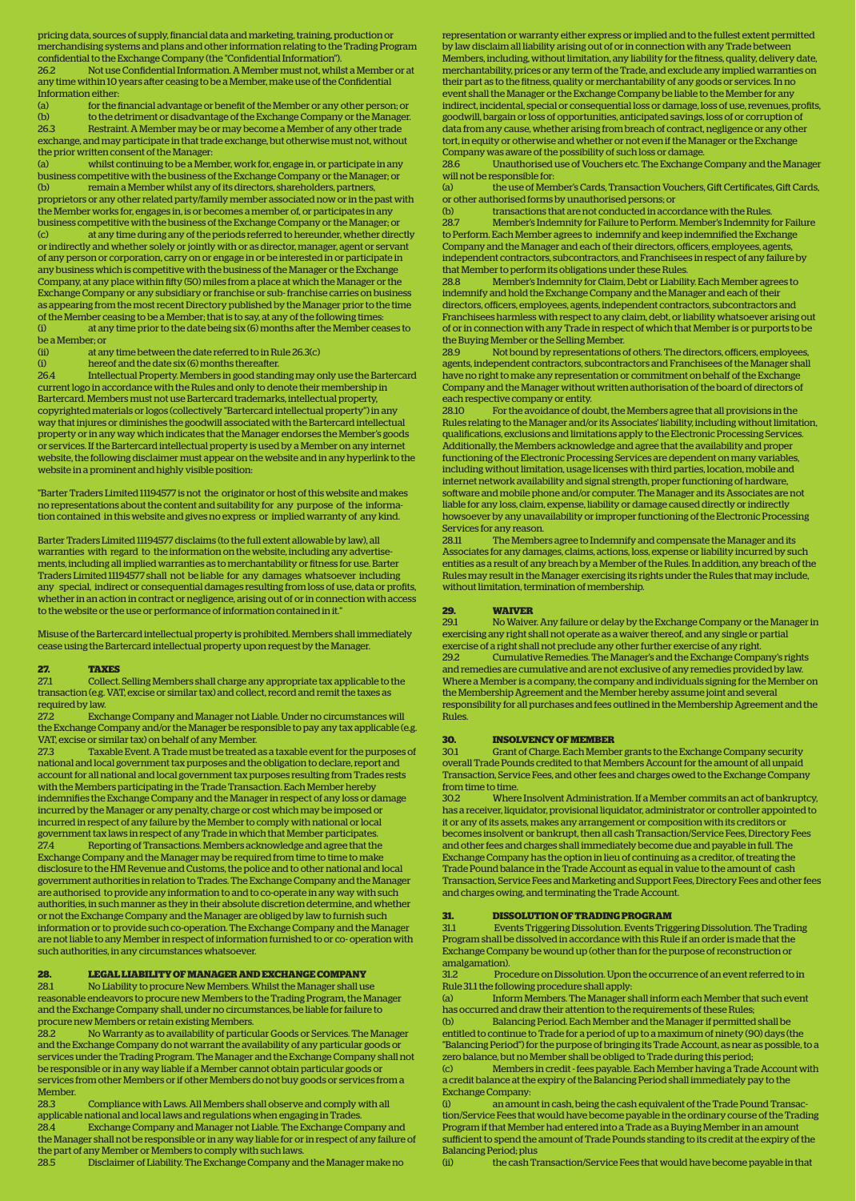pricing data, sources of supply, financial data and marketing, training, production or merchandising systems and plans and other information relating to the Trading Program confidential to the Exchange Company (the "Confidential Information").

26.2 Not use Confidential Information. A Member must not, whilst a Member or at any time within 10 years after ceasing to be a Member, make use of the Confidential Information either:

(a) for the financial advantage or benefit of the Member or any other person; or

(b) to the detriment or disadvantage of the Exchange Company or the Manager.

26.3 Restraint. A Member may be or may become a Member of any other trade exchange, and may participate in that trade exchange, but otherwise must not, without the prior written consent of the Manager:

(a) whilst continuing to be a Member, work for, engage in, or participate in any business competitive with the business of the Exchange Company or the Manager; or

(b) remain a Member whilst any of its directors, shareholders, partners, proprietors or any other related party/family member associated now or in the past with the Member works for, engages in, is or becomes a member of, or participates in any business competitive with the business of the Exchange Company or the Manager; or

(c) at any time during any of the periods referred to hereunder, whether directly or indirectly and whether solely or jointly with or as director, manager, agent or servant of any person or corporation, carry on or engage in or be interested in or participate in any business which is competitive with the business of the Manager or the Exchange Company, at any place within fifty (50) miles from a place at which the Manager or the Exchange Company or any subsidiary or franchise or sub- franchise carries on business as appearing from the most recent Directory published by the Manager prior to the time of the Member ceasing to be a Member; that is to say, at any of the following times:

(i) at any time prior to the date being six (6) months after the Member ceases to be a Member; or

(ii) at any time between the date referred to in Rule 26.3(c)

(i) hereof and the date six (6) months thereafter.

26.4 Intellectual Property. Members in good standing may only use the Bartercard current logo in accordance with the Rules and only to denote their membership in Bartercard. Members must not use Bartercard trademarks, intellectual property, copyrighted materials or logos (collectively "Bartercard intellectual property") in any way that injures or diminishes the goodwill associated with the Bartercard intellectual property or in any way which indicates that the Manager endorses the Member's goods or services. If the Bartercard intellectual property is used by a Member on any internet website, the following disclaimer must appear on the website and in any hyperlink to the website in a prominent and highly visible position:

"Barter Traders Limited 11194577 is not the originator or host of this website and makes no representations about the content and suitability for any purpose of the information contained in this website and gives no express or implied warranty of any kind.

Barter Traders Limited 11194577 disclaims (to the full extent allowable by law), all warranties with regard to the information on the website, including any advertisements, including all implied warranties as to merchantability or fitness for use. Barter Traders Limited 11194577 shall not be liable for any damages whatsoever including any special, indirect or consequential damages resulting from loss of use, data or profits, whether in an action in contract or negligence, arising out of or in connection with access to the website or the use or performance of information contained in it."

Misuse of the Bartercard intellectual property is prohibited. Members shall immediately cease using the Bartercard intellectual property upon request by the Manager.

## 27. TAXES

27.1 Collect. Selling Members shall charge any appropriate tax applicable to the transaction (e.g. VAT, excise or similar tax) and collect, record and remit the taxes as required by law.

27.2 Exchange Company and Manager not Liable. Under no circumstances will the Exchange Company and/or the Manager be responsible to pay any tax applicable (e.g. VAT, excise or similar tax) on behalf of any Member.

27.3 Taxable Event. A Trade must be treated as a taxable event for the purposes of national and local government tax purposes and the obligation to declare, report and account for all national and local government tax purposes resulting from Trades rests with the Members participating in the Trade Transaction. Each Member hereby indemnifies the Exchange Company and the Manager in respect of any loss or damage incurred by the Manager or any penalty, charge or cost which may be imposed or incurred in respect of any failure by the Member to comply with national or local government tax laws in respect of any Trade in which that Member participates.

27.4 Reporting of Transactions. Members acknowledge and agree that the Exchange Company and the Manager may be required from time to time to make disclosure to the HM Revenue and Customs, the police and to other national and local government authorities in relation to Trades. The Exchange Company and the Manager are authorised to provide any information to and to co-operate in any way with such authorities, in such manner as they in their absolute discretion determine, and whether or not the Exchange Company and the Manager are obliged by law to furnish such information or to provide such co-operation. The Exchange Company and the Manager are not liable to any Member in respect of information furnished to or co- operation with such authorities, in any circumstances whatsoever.

## 28. LEGAL LIABILITY OF MANAGER AND EXCHANGE COMPANY

28.1 No Liability to procure New Members. Whilst the Manager shall use reasonable endeavors to procure new Members to the Trading Program, the Manager and the Exchange Company shall, under no circumstances, be liable for failure to procure new Members or retain existing Members.

28.2 No Warranty as to availability of particular Goods or Services. The Manager and the Exchange Company do not warrant the availability of any particular goods or services under the Trading Program. The Manager and the Exchange Company shall not be responsible or in any way liable if a Member cannot obtain particular goods or services from other Members or if other Members do not buy goods or services from a Member.

28.3 Compliance with Laws. All Members shall observe and comply with all applicable national and local laws and regulations when engaging in Trades.

28.4 Exchange Company and Manager not Liable. The Exchange Company and the Manager shall not be responsible or in any way liable for or in respect of any failure of the part of any Member or Members to comply with such laws.

28.5 Disclaimer of Liability. The Exchange Company and the Manager make no representation or warranty either express or implied and to the fullest extent permitted by law disclaim all liability arising out of or in connection with any Trade between Members, including, without limitation, any liability for the fitness, quality, delivery date, merchantability, prices or any term of the Trade, and exclude any implied warranties on their part as to the fitness, quality or merchantability of any goods or services. In no event shall the Manager or the Exchange Company be liable to the Member for any indirect, incidental, special or consequential loss or damage, loss of use, revenues, profits, goodwill, bargain or loss of opportunities, anticipated savings, loss of or corruption of data from any cause, whether arising from breach of contract, negligence or any other tort, in equity or otherwise and whether or not even if the Manager or the Exchange Company was aware of the possibility of such loss or damage.

28.6 Unauthorised use of Vouchers etc. The Exchange Company and the Manager will not be responsible for:

(a) the use of Member's Cards, Transaction Vouchers, Gift Certificates, Gift Cards, or other authorised forms by unauthorised persons; or

(b) transactions that are not conducted in accordance with the Rules.

28.7 Member's Indemnity for Failure to Perform. Member's Indemnity for Failure to Perform. Each Member agrees to indemnify and keep indemnified the Exchange Company and the Manager and each of their directors, officers, employees, agents, independent contractors, subcontractors, and Franchisees in respect of any failure by that Member to perform its obligations under these Rules.

28.8 Member's Indemnity for Claim, Debt or Liability. Each Member agrees to indemnify and hold the Exchange Company and the Manager and each of their directors, officers, employees, agents, independent contractors, subcontractors and Franchisees harmless with respect to any claim, debt, or liability whatsoever arising out of or in connection with any Trade in respect of which that Member is or purports to be the Buying Member or the Selling Member.

28.9 Not bound by representations of others. The directors, officers, employees, agents, independent contractors, subcontractors and Franchisees of the Manager shall have no right to make any representation or commitment on behalf of the Exchange Company and the Manager without written authorisation of the board of directors of each respective company or entity.

28.10 For the avoidance of doubt, the Members agree that all provisions in the Rules relating to the Manager and/or its Associates' liability, including without limitation, qualifications, exclusions and limitations apply to the Electronic Processing Services. Additionally, the Members acknowledge and agree that the availability and proper functioning of the Electronic Processing Services are dependent on many variables, including without limitation, usage licenses with third parties, location, mobile and internet network availability and signal strength, proper functioning of hardware, software and mobile phone and/or computer. The Manager and its Associates are not liable for any loss, claim, expense, liability or damage caused directly or indirectly howsoever by any unavailability or improper functioning of the Electronic Processing Services for any reason.

28.11 The Members agree to Indemnify and compensate the Manager and its Associates for any damages, claims, actions, loss, expense or liability incurred by such entities as a result of any breach by a Member of the Rules. In addition, any breach of the Rules may result in the Manager exercising its rights under the Rules that may include, without limitation, termination of membership.

## 29. WAIVER

29.1 No Waiver. Any failure or delay by the Exchange Company or the Manager in exercising any right shall not operate as a waiver thereof, and any single or partial exercise of a right shall not preclude any other further exercise of any right.

29.2 Cumulative Remedies. The Manager's and the Exchange Company's rights and remedies are cumulative and are not exclusive of any remedies provided by law. Where a Member is a company, the company and individuals signing for the Member on the Membership Agreement and the Member hereby assume joint and several responsibility for all purchases and fees outlined in the Membership Agreement and the Rules.

## 30. INSOLVENCY OF MEMBER

30.1 Grant of Charge. Each Member grants to the Exchange Company security overall Trade Pounds credited to that Members Account for the amount of all unpaid Transaction, Service Fees, and other fees and charges owed to the Exchange Company from time to time.

30.2 Where Insolvent Administration. If a Member commits an act of bankruptcy, has a receiver, liquidator, provisional liquidator, administrator or controller appointed to it or any of its assets, makes any arrangement or composition with its creditors or becomes insolvent or bankrupt, then all cash Transaction/Service Fees, Directory Fees and other fees and charges shall immediately become due and payable in full. The Exchange Company has the option in lieu of continuing as a creditor, of treating the Trade Pound balance in the Trade Account as equal in value to the amount of cash Transaction, Service Fees and Marketing and Support Fees, Directory Fees and other fees and charges owing, and terminating the Trade Account.

## 31. DISSOLUTION OF TRADING PROGRAM

31.1 Events Triggering Dissolution. Events Triggering Dissolution. The Trading Program shall be dissolved in accordance with this Rule if an order is made that the Exchange Company be wound up (other than for the purpose of reconstruction or amalgamation).

31.2 Procedure on Dissolution. Upon the occurrence of an event referred to in Rule 31.1 the following procedure shall apply:

(a) Inform Members. The Manager shall inform each Member that such event has occurred and draw their attention to the requirements of these Rules;

(b) Balancing Period. Each Member and the Manager if permitted shall be entitled to continue to Trade for a period of up to a maximum of ninety (90) days (the "Balancing Period") for the purpose of bringing its Trade Account, as near as possible, to a zero balance, but no Member shall be obliged to Trade during this period;

(c) Members in credit - fees payable. Each Member having a Trade Account with a credit balance at the expiry of the Balancing Period shall immediately pay to the Exchange Company:

(i) an amount in cash, being the cash equivalent of the Trade Pound Transaction/Service Fees that would have become payable in the ordinary course of the Trading Program if that Member had entered into a Trade as a Buying Member in an amount sufficient to spend the amount of Trade Pounds standing to its credit at the expiry of the Balancing Period; plus

(ii) the cash Transaction/Service Fees that would have become payable in that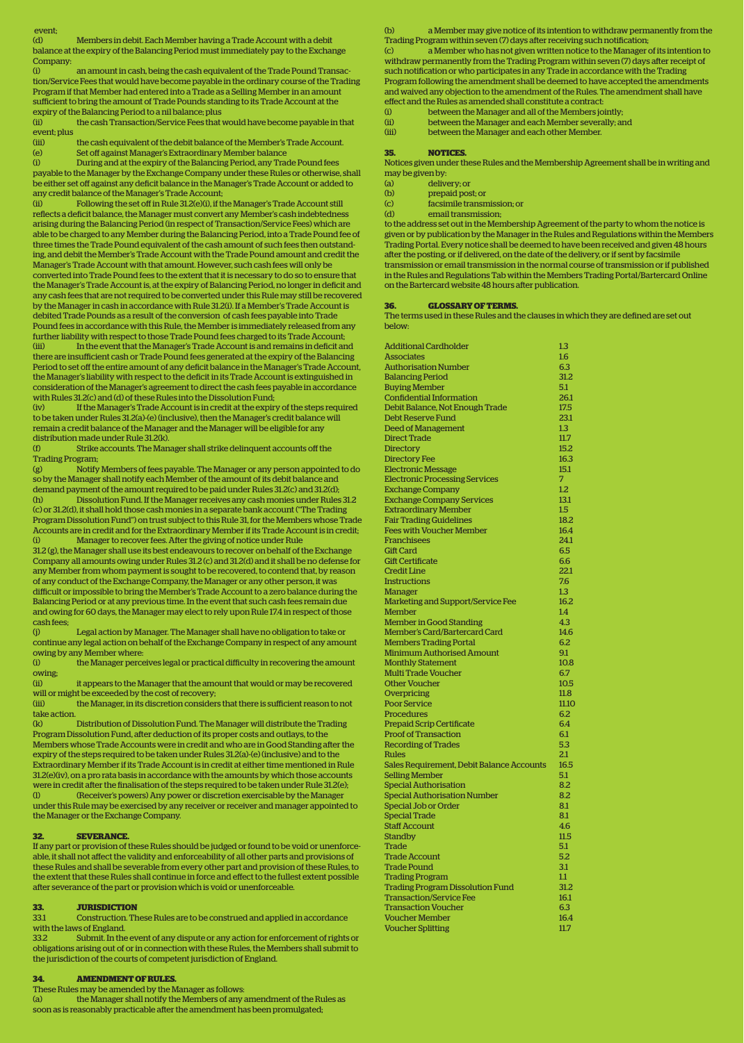event;

(d) Members in debit. Each Member having a Trade Account with a debit balance at the expiry of the Balancing Period must immediately pay to the Exchange Company:

(i) an amount in cash, being the cash equivalent of the Trade Pound Transaction/Service Fees that would have become payable in the ordinary course of the Trading Program if that Member had entered into a Trade as a Selling Member in an amount sufficient to bring the amount of Trade Pounds standing to its Trade Account at the expiry of the Balancing Period to a nil balance; plus

(ii) the cash Transaction/Service Fees that would have become payable in that event; plus

(iii) the cash equivalent of the debit balance of the Member's Trade Account.

(e) Set off against Manager's Extraordinary Member balance

(i) During and at the expiry of the Balancing Period, any Trade Pound fees payable to the Manager by the Exchange Company under these Rules or otherwise, shall be either set off against any deficit balance in the Manager's Trade Account or added to any credit balance of the Manager's Trade Account;

(ii) Following the set off in Rule 31.2(e)(i), if the Manager's Trade Account still reflects a deficit balance, the Manager must convert any Member's cash indebtedness arising during the Balancing Period (in respect of Transaction/Service Fees) which are able to be charged to any Member during the Balancing Period, into a Trade Pound fee of three times the Trade Pound equivalent of the cash amount of such fees then outstanding, and debit the Member's Trade Account with the Trade Pound amount and credit the Manager's Trade Account with that amount. However, such cash fees will only be converted into Trade Pound fees to the extent that it is necessary to do so to ensure that the Manager's Trade Account is, at the expiry of Balancing Period, no longer in deficit and any cash fees that are not required to be converted under this Rule may still be recovered by the Manager in cash in accordance with Rule 31.2(i). If a Member's Trade Account is debited Trade Pounds as a result of the conversion of cash fees payable into Trade Pound fees in accordance with this Rule, the Member is immediately released from any further liability with respect to those Trade Pound fees charged to its Trade Account;

(iii) In the event that the Manager's Trade Account is and remains in deficit and there are insufficient cash or Trade Pound fees generated at the expiry of the Balancing Period to set off the entire amount of any deficit balance in the Manager's Trade Account, the Manager's liability with respect to the deficit in its Trade Account is extinguished in consideration of the Manager's agreement to direct the cash fees payable in accordance with Rules 31.2(c) and (d) of these Rules into the Dissolution Fund;

(iv) If the Manager's Trade Account is in credit at the expiry of the steps required to be taken under Rules 31.2(a)-(e) (inclusive), then the Manager's credit balance will remain a credit balance of the Manager and the Manager will be eligible for any distribution made under Rule 31.2(k).

(f) Strike accounts. The Manager shall strike delinquent accounts off the Trading Program;

(g) Notify Members of fees payable. The Manager or any person appointed to do so by the Manager shall notify each Member of the amount of its debit balance and demand payment of the amount required to be paid under Rules 31.2(c) and 31.2(d);

(h) Dissolution Fund. If the Manager receives any cash monies under Rules 31.2 (c) or 31.2(d), it shall hold those cash monies in a separate bank account ("The Trading Program Dissolution Fund") on trust subject to this Rule 31, for the Members whose Trade Accounts are in credit and for the Extraordinary Member if its Trade Account is in credit;

(i) Manager to recover fees. After the giving of notice under Rule 31.2 (g), the Manager shall use its best endeavours to recover on behalf of the Exchange Company all amounts owing under Rules 31.2 (c) and 31.2(d) and it shall be no defense for any Member from whom payment is sought to be recovered, to contend that, by reason of any conduct of the Exchange Company, the Manager or any other person, it was difficult or impossible to bring the Member's Trade Account to a zero balance during the Balancing Period or at any previous time. In the event that such cash fees remain due and owing for 60 days, the Manager may elect to rely upon Rule 17.4 in respect of those cash fees;

(j) Legal action by Manager. The Manager shall have no obligation to take or continue any legal action on behalf of the Exchange Company in respect of any amount owing by any Member where:

(i) the Manager perceives legal or practical difficulty in recovering the amount owing;

(ii) it appears to the Manager that the amount that would or may be recovered will or might be exceeded by the cost of recovery;

(iii) the Manager, in its discretion considers that there is sufficient reason to not take action.

(k) Distribution of Dissolution Fund. The Manager will distribute the Trading Program Dissolution Fund, after deduction of its proper costs and outlays, to the Members whose Trade Accounts were in credit and who are in Good Standing after the expiry of the steps required to be taken under Rules 31.2(a)-(e) (inclusive) and to the Extraordinary Member if its Trade Account is in credit at either time mentioned in Rule 31.2(e)(iv), on a pro rata basis in accordance with the amounts by which those accounts were in credit after the finalisation of the steps required to be taken under Rule 31.2(e);

(l) (Receiver's powers) Any power or discretion exercisable by the Manager under this Rule may be exercised by any receiver or receiver and manager appointed to the Manager or the Exchange Company.

## 32. SEVERANCE.

If any part or provision of these Rules should be judged or found to be void or unenforceable, it shall not affect the validity and enforceability of all other parts and provisions of these Rules and shall be severable from every other part and provision of these Rules, to the extent that these Rules shall continue in force and effect to the fullest extent possible after severance of the part or provision which is void or unenforceable.

## 33. JURISDICTION

33.1 Construction. These Rules are to be construed and applied in accordance with the laws of England.

33.2 Submit. In the event of any dispute or any action for enforcement of rights or obligations arising out of or in connection with these Rules, the Members shall submit to the jurisdiction of the courts of competent jurisdiction of England.

## 34. AMENDMENT OF RULES.

These Rules may be amended by the Manager as follows:

(a) the Manager shall notify the Members of any amendment of the Rules as soon as is reasonably practicable after the amendment has been promulgated;

(b) a Member may give notice of its intention to withdraw permanently from the Trading Program within seven (7) days after receiving such notification;

(c) a Member who has not given written notice to the Manager of its intention to withdraw permanently from the Trading Program within seven (7) days after receipt of such notification or who participates in any Trade in accordance with the Trading Program following the amendment shall be deemed to have accepted the amendments and waived any objection to the amendment of the Rules. The amendment shall have effect and the Rules as amended shall constitute a contract:

(i) between the Manager and all of the Members jointly;

(ii) between the Manager and each Member severally; and

(iii) between the Manager and each other Member.

## 35. NOTICES.

Notices given under these Rules and the Membership Agreement shall be in writing and may be given by:

(a) delivery; or

(b) prepaid post; or

(c) facsimile transmission; or

(d) email transmission;

to the address set out in the Membership Agreement of the party to whom the notice is given or by publication by the Manager in the Rules and Regulations within the Members Trading Portal. Every notice shall be deemed to have been received and given 48 hours after the posting, or if delivered, on the date of the delivery, or if sent by facsimile transmission or email transmission in the normal course of transmission or if published in the Rules and Regulations Tab within the Members Trading Portal/Bartercard Online on the Bartercard website 48 hours after publication.

## 36. GLOSSARY OF TERMS.

The terms used in these Rules and the clauses in which they are defined are set out below:

| Term | Clause |
|---|---|
| Additional Cardholder | 1.3 |
| Associates | 1.6 |
| Authorisation Number | 6.3 |
| Balancing Period | 31.2 |
| Buying Member | 5.1 |
| Confidential Information | 26.1 |
| Debit Balance, Not Enough Trade | 17.5 |
| Debt Reserve Fund | 23.1 |
| Deed of Management | 1.3 |
| Direct Trade | 11.7 |
| Directory | 15.2 |
| Directory Fee | 16.3 |
| Electronic Message | 15.1 |
| Electronic Processing Services | 7 |
| Exchange Company | 1.2 |
| Exchange Company Services | 13.1 |
| Extraordinary Member | 1.5 |
| Fair Trading Guidelines | 18.2 |
| Fees with Voucher Member | 16.4 |
| Franchisees | 24.1 |
| Gift Card | 6.5 |
| Gift Certificate | 6.6 |
| Credit Line | 22.1 |
| Instructions | 7.6 |
| Manager | 1.3 |
| Marketing and Support/Service Fee | 16.2 |
| Member | 1.4 |
| Member in Good Standing | 4.3 |
| Member's Card/Bartercard Card | 14.6 |
| Members Trading Portal | 6.2 |
| Minimum Authorised Amount | 9.1 |
| Monthly Statement | 10.8 |
| Multi Trade Voucher | 6.7 |
| Other Voucher | 10.5 |
| Overpricing | 11.8 |
| Poor Service | 11.10 |
| Procedures | 6.2 |
| Prepaid Scrip Certificate | 6.4 |
| Proof of Transaction | 6.1 |
| Recording of Trades | 5.3 |
| Rules | 2.1 |
| Sales Requirement, Debit Balance Accounts | 16.5 |
| Selling Member | 5.1 |
| Special Authorisation | 8.2 |
| Special Authorisation Number | 8.2 |
| Special Job or Order | 8.1 |
| Special Trade | 8.1 |
| Staff Account | 4.6 |
| Standby | 11.5 |
| Trade | 5.1 |
| Trade Account | 5.2 |
| Trade Pound | 3.1 |
| Trading Program | 1.1 |
| Trading Program Dissolution Fund | 31.2 |
| Transaction/Service Fee | 16.1 |
| Transaction Voucher | 6.3 |
| Voucher Member | 16.4 |
| Voucher Splitting | 11.7 |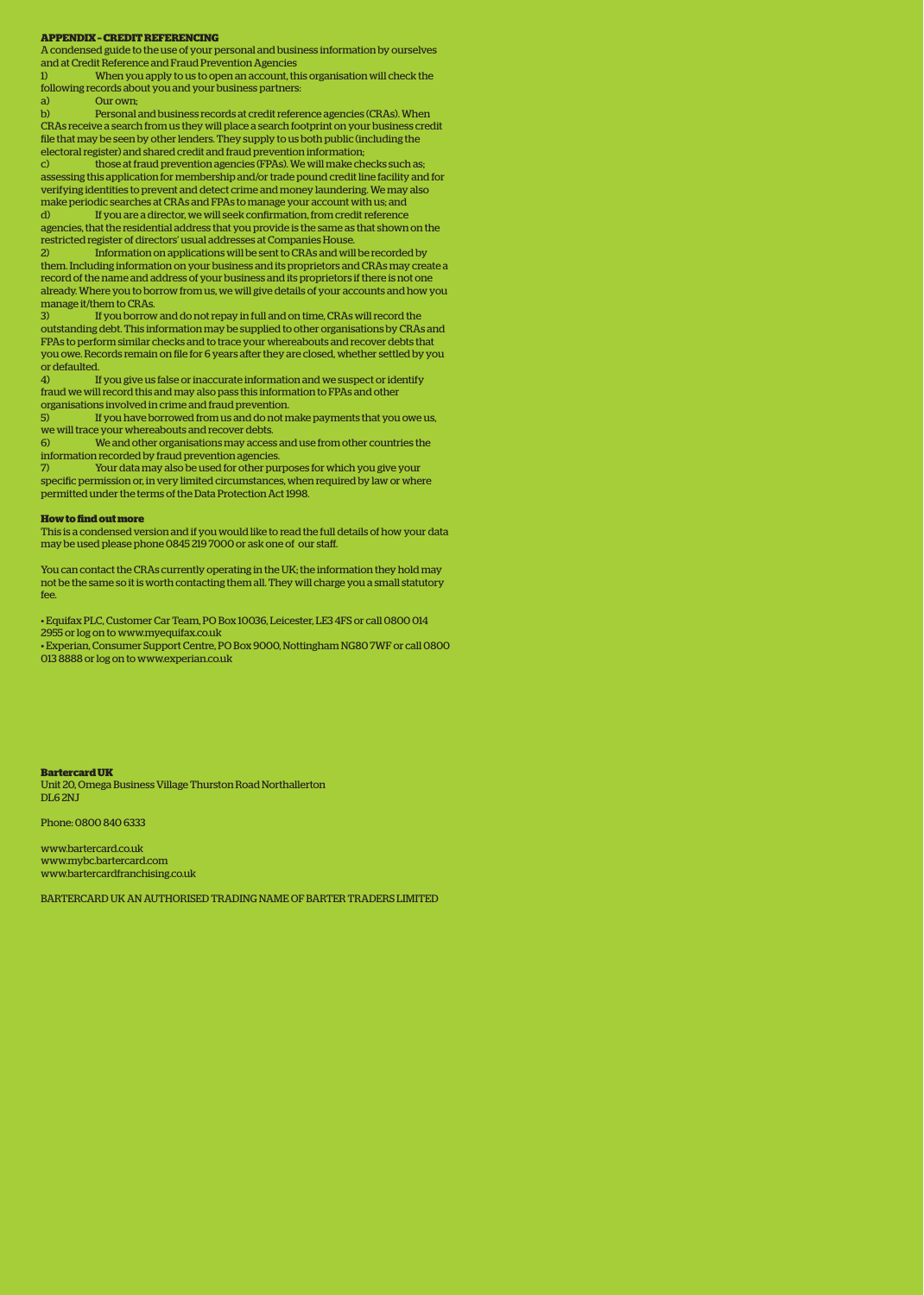**APPENDIX – CREDIT REFERENCING**

A condensed guide to the use of your personal and business information by ourselves and at Credit Reference and Fraud Prevention Agencies

1) When you apply to us to open an account, this organisation will check the following records about you and your business partners:

a) Our own;

b) Personal and business records at credit reference agencies (CRAs). When CRAs receive a search from us they will place a search footprint on your business credit file that may be seen by other lenders. They supply to us both public (including the electoral register) and shared credit and fraud prevention information;

c) those at fraud prevention agencies (FPAs). We will make checks such as; assessing this application for membership and/or trade pound credit line facility and for verifying identities to prevent and detect crime and money laundering. We may also make periodic searches at CRAs and FPAs to manage your account with us; and

d) If you are a director, we will seek confirmation, from credit reference agencies, that the residential address that you provide is the same as that shown on the restricted register of directors' usual addresses at Companies House.

2) Information on applications will be sent to CRAs and will be recorded by them. Including information on your business and its proprietors and CRAs may create a record of the name and address of your business and its proprietors if there is not one already. Where you to borrow from us, we will give details of your accounts and how you manage it/them to CRAs.

3) If you borrow and do not repay in full and on time, CRAs will record the outstanding debt. This information may be supplied to other organisations by CRAs and FPAs to perform similar checks and to trace your whereabouts and recover debts that you owe. Records remain on file for 6 years after they are closed, whether settled by you or defaulted.

4) If you give us false or inaccurate information and we suspect or identify fraud we will record this and may also pass this information to FPAs and other organisations involved in crime and fraud prevention.

5) If you have borrowed from us and do not make payments that you owe us, we will trace your whereabouts and recover debts.

6) We and other organisations may access and use from other countries the information recorded by fraud prevention agencies.

7) Your data may also be used for other purposes for which you give your specific permission or, in very limited circumstances, when required by law or where permitted under the terms of the Data Protection Act 1998.

**How to find out more**

This is a condensed version and if you would like to read the full details of how your data may be used please phone 0845 219 7000 or ask one of our staff.

You can contact the CRAs currently operating in the UK; the information they hold may not be the same so it is worth contacting them all. They will charge you a small statutory fee.

• Equifax PLC, Customer Car Team, PO Box 10036, Leicester, LE3 4FS or call 0800 014 2955 or log on to www.myequifax.co.uk
• Experian, Consumer Support Centre, PO Box 9000, Nottingham NG80 7WF or call 0800 013 8888 or log on to www.experian.co.uk

**Bartercard UK**
Unit 20, Omega Business Village Thurston Road Northallerton
DL6 2NJ

Phone: 0800 840 6333

www.bartercard.co.uk
www.mybc.bartercard.com
www.bartercardfranchising.co.uk

BARTERCARD UK AN AUTHORISED TRADING NAME OF BARTER TRADERS LIMITED